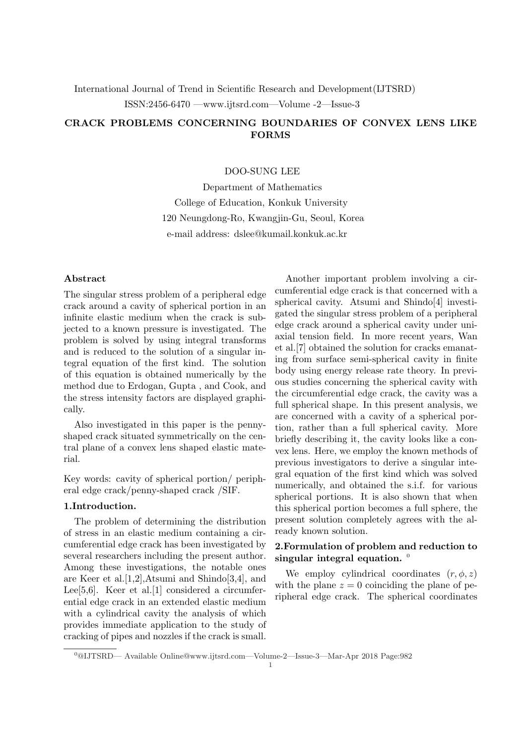International Journal of Trend in Scientific Research and Development(IJTSRD)
ISSN:2456-6470 —www.ijtsrd.com—Volume -2—Issue-3

# CRACK PROBLEMS CONCERNING BOUNDARIES OF CONVEX LENS LIKE FORMS

DOO-SUNG LEE

Department of Mathematics
College of Education, Konkuk University
120 Neungdong-Ro, Kwangjin-Gu, Seoul, Korea
e-mail address: dslee@kumail.konkuk.ac.kr

**Abstract**

The singular stress problem of a peripheral edge crack around a cavity of spherical portion in an infinite elastic medium when the crack is subjected to a known pressure is investigated. The problem is solved by using integral transforms and is reduced to the solution of a singular integral equation of the first kind. The solution of this equation is obtained numerically by the method due to Erdogan, Gupta , and Cook, and the stress intensity factors are displayed graphically.

Also investigated in this paper is the penny-shaped crack situated symmetrically on the central plane of a convex lens shaped elastic material.

Key words: cavity of spherical portion/ peripheral edge crack/penny-shaped crack /SIF.

## 1.Introduction.

The problem of determining the distribution of stress in an elastic medium containing a circumferential edge crack has been investigated by several researchers including the present author. Among these investigations, the notable ones are Keer et al.[1,2],Atsumi and Shindo[3,4], and Lee[5,6]. Keer et al.[1] considered a circumferential edge crack in an extended elastic medium with a cylindrical cavity the analysis of which provides immediate application to the study of cracking of pipes and nozzles if the crack is small.

Another important problem involving a circumferential edge crack is that concerned with a spherical cavity. Atsumi and Shindo[4] investigated the singular stress problem of a peripheral edge crack around a spherical cavity under uniaxial tension field. In more recent years, Wan et al.[7] obtained the solution for cracks emanating from surface semi-spherical cavity in finite body using energy release rate theory. In previous studies concerning the spherical cavity with the circumferential edge crack, the cavity was a full spherical shape. In this present analysis, we are concerned with a cavity of a spherical portion, rather than a full spherical cavity. More briefly describing it, the cavity looks like a convex lens. Here, we employ the known methods of previous investigators to derive a singular integral equation of the first kind which was solved numerically, and obtained the s.i.f. for various spherical portions. It is also shown that when this spherical portion becomes a full sphere, the present solution completely agrees with the already known solution.

## 2.Formulation of problem and reduction to singular integral equation. [0]

We employ cylindrical coordinates $(r, \phi, z)$ with the plane $z = 0$ coinciding the plane of peripheral edge crack. The spherical coordinates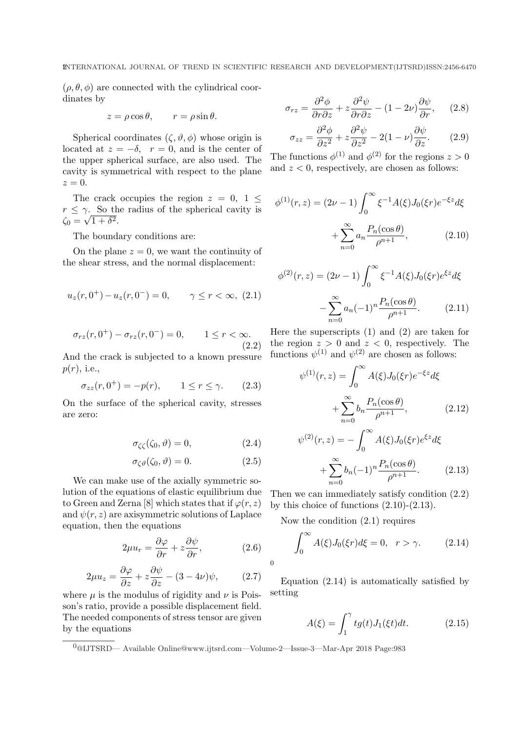$(\rho, \theta, \phi)$ are connected with the cylindrical coordinates by

$$z = \rho \cos\theta, \qquad r = \rho \sin\theta.$$

Spherical coordinates $(\zeta, \vartheta, \phi)$ whose origin is located at $z = -\delta, \;\; r = 0$, and is the center of the upper spherical surface, are also used. The cavity is symmetrical with respect to the plane $z = 0$.

The crack occupies the region $z = 0, \; 1 \leq r \leq \gamma$. So the radius of the spherical cavity is $\zeta_0 = \sqrt{1+\delta^2}$.

The boundary conditions are:

On the plane $z = 0$, we want the continuity of the shear stress, and the normal displacement:

$$u_z(r, 0^+) - u_z(r, 0^-) = 0, \qquad \gamma \leq r < \infty, \tag{2.1}$$

$$\sigma_{rz}(r, 0^+) - \sigma_{rz}(r, 0^-) = 0, \qquad 1 \leq r < \infty. \tag{2.2}$$

And the crack is subjected to a known pressure $p(r)$, i.e.,

$$\sigma_{zz}(r, 0^+) = -p(r), \qquad 1 \leq r \leq \gamma. \tag{2.3}$$

On the surface of the spherical cavity, stresses are zero:

$$\sigma_{\zeta\zeta}(\zeta_0, \vartheta) = 0, \tag{2.4}$$

$$\sigma_{\zeta\vartheta}(\zeta_0, \vartheta) = 0. \tag{2.5}$$

We can make use of the axially symmetric solution of the equations of elastic equilibrium due to Green and Zerna [8] which states that if $\varphi(r, z)$ and $\psi(r, z)$ are axisymmetric solutions of Laplace equation, then the equations

$$2\mu u_r = \frac{\partial \varphi}{\partial r} + z\frac{\partial \psi}{\partial r}, \tag{2.6}$$

$$2\mu u_z = \frac{\partial \varphi}{\partial z} + z\frac{\partial \psi}{\partial z} - (3 - 4\nu)\psi, \tag{2.7}$$

where $\mu$ is the modulus of rigidity and $\nu$ is Poisson's ratio, provide a possible displacement field. The needed components of stress tensor are given by the equations

$$\sigma_{rz} = \frac{\partial^2 \phi}{\partial r \partial z} + z\frac{\partial^2 \psi}{\partial r \partial z} - (1 - 2\nu)\frac{\partial \psi}{\partial r}, \tag{2.8}$$

$$\sigma_{zz} = \frac{\partial^2 \phi}{\partial z^2} + z\frac{\partial^2 \psi}{\partial z^2} - 2(1 - \nu)\frac{\partial \psi}{\partial z}. \tag{2.9}$$

The functions $\phi^{(1)}$ and $\phi^{(2)}$ for the regions $z > 0$ and $z < 0$, respectively, are chosen as follows:

$$\phi^{(1)}(r, z) = (2\nu - 1)\int_0^\infty \xi^{-1} A(\xi) J_0(\xi r) e^{-\xi z} d\xi + \sum_{n=0}^{\infty} a_n \frac{P_n(\cos\theta)}{\rho^{n+1}}, \tag{2.10}$$

$$\phi^{(2)}(r, z) = (2\nu - 1)\int_0^\infty \xi^{-1} A(\xi) J_0(\xi r) e^{\xi z} d\xi - \sum_{n=0}^{\infty} a_n (-1)^n \frac{P_n(\cos\theta)}{\rho^{n+1}}. \tag{2.11}$$

Here the superscripts (1) and (2) are taken for the region $z > 0$ and $z < 0$, respectively. The functions $\psi^{(1)}$ and $\psi^{(2)}$ are chosen as follows:

$$\psi^{(1)}(r, z) = \int_0^\infty A(\xi) J_0(\xi r) e^{-\xi z} d\xi + \sum_{n=0}^{\infty} b_n \frac{P_n(\cos\theta)}{\rho^{n+1}}, \tag{2.12}$$

$$\psi^{(2)}(r, z) = -\int_0^\infty A(\xi) J_0(\xi r) e^{\xi z} d\xi + \sum_{n=0}^{\infty} b_n (-1)^n \frac{P_n(\cos\theta)}{\rho^{n+1}}. \tag{2.13}$$

Then we can immediately satisfy condition (2.2) by this choice of functions (2.10)-(2.13).

Now the condition (2.1) requires

$$\int_0^\infty A(\xi) J_0(\xi r) d\xi = 0, \quad r > \gamma. \tag{2.14}$$

Equation (2.14) is automatically satisfied by setting

$$A(\xi) = \int_1^\gamma t g(t) J_1(\xi t) dt. \tag{2.15}$$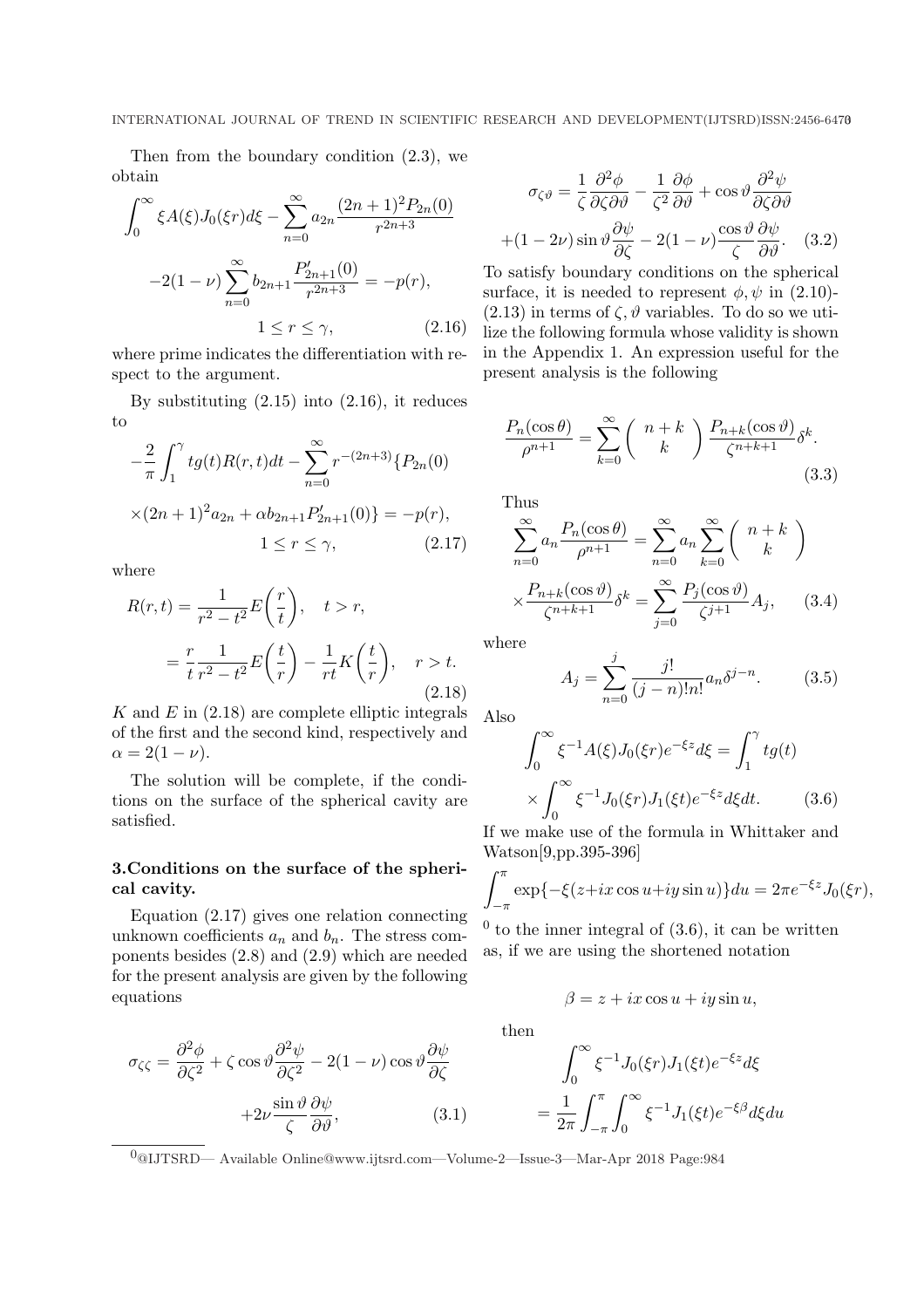Then from the boundary condition (2.3), we obtain

$$\int_0^\infty \xi A(\xi) J_0(\xi r) d\xi - \sum_{n=0}^\infty a_{2n} \frac{(2n+1)^2 P_{2n}(0)}{r^{2n+3}}$$

$$-2(1-\nu)\sum_{n=0}^\infty b_{2n+1}\frac{P'_{2n+1}(0)}{r^{2n+3}} = -p(r),$$

$$1 \le r \le \gamma, \tag{2.16}$$

where prime indicates the differentiation with respect to the argument.

By substituting (2.15) into (2.16), it reduces to

$$-\frac{2}{\pi}\int_1^\gamma t g(t) R(r,t) dt - \sum_{n=0}^\infty r^{-(2n+3)}\{P_{2n}(0)$$

$$\times(2n+1)^2 a_{2n} + \alpha b_{2n+1} P'_{2n+1}(0)\} = -p(r),$$

$$1 \le r \le \gamma, \tag{2.17}$$

where

$$R(r,t) = \frac{1}{r^2-t^2} E\left(\frac{r}{t}\right), \quad t > r,$$

$$= \frac{r}{t}\frac{1}{r^2-t^2} E\left(\frac{t}{r}\right) - \frac{1}{rt} K\left(\frac{t}{r}\right), \quad r > t. \tag{2.18}$$

$K$ and $E$ in (2.18) are complete elliptic integrals of the first and the second kind, respectively and $\alpha = 2(1-\nu)$.

The solution will be complete, if the conditions on the surface of the spherical cavity are satisfied.

## 3.Conditions on the surface of the spherical cavity.

Equation (2.17) gives one relation connecting unknown coefficients $a_n$ and $b_n$. The stress components besides (2.8) and (2.9) which are needed for the present analysis are given by the following equations

$$\sigma_{\zeta\zeta} = \frac{\partial^2 \phi}{\partial \zeta^2} + \zeta \cos\vartheta \frac{\partial^2 \psi}{\partial \zeta^2} - 2(1-\nu)\cos\vartheta \frac{\partial \psi}{\partial \zeta}$$

$$+2\nu \frac{\sin\vartheta}{\zeta}\frac{\partial \psi}{\partial \vartheta}, \tag{3.1}$$

$$\sigma_{\zeta\vartheta} = \frac{1}{\zeta}\frac{\partial^2 \phi}{\partial \zeta \partial \vartheta} - \frac{1}{\zeta^2}\frac{\partial \phi}{\partial \vartheta} + \cos\vartheta \frac{\partial^2 \psi}{\partial \zeta \partial \vartheta}$$

$$+(1-2\nu)\sin\vartheta \frac{\partial \psi}{\partial \zeta} - 2(1-\nu)\frac{\cos\vartheta}{\zeta}\frac{\partial \psi}{\partial \vartheta}. \tag{3.2}$$

To satisfy boundary conditions on the spherical surface, it is needed to represent $\phi, \psi$ in (2.10)-(2.13) in terms of $\zeta, \vartheta$ variables. To do so we utilize the following formula whose validity is shown in the Appendix 1. An expression useful for the present analysis is the following

$$\frac{P_n(\cos\theta)}{\rho^{n+1}} = \sum_{k=0}^\infty \begin{pmatrix} n+k \\ k \end{pmatrix} \frac{P_{n+k}(\cos\vartheta)}{\zeta^{n+k+1}}\delta^k. \tag{3.3}$$

Thus

$$\sum_{n=0}^\infty a_n \frac{P_n(\cos\theta)}{\rho^{n+1}} = \sum_{n=0}^\infty a_n \sum_{k=0}^\infty \begin{pmatrix} n+k \\ k \end{pmatrix}$$

$$\times \frac{P_{n+k}(\cos\vartheta)}{\zeta^{n+k+1}}\delta^k = \sum_{j=0}^\infty \frac{P_j(\cos\vartheta)}{\zeta^{j+1}} A_j, \tag{3.4}$$

where

$$A_j = \sum_{n=0}^j \frac{j!}{(j-n)!n!} a_n \delta^{j-n}. \tag{3.5}$$

Also

$$\int_0^\infty \xi^{-1} A(\xi) J_0(\xi r) e^{-\xi z} d\xi = \int_1^\gamma t g(t)$$

$$\times \int_0^\infty \xi^{-1} J_0(\xi r) J_1(\xi t) e^{-\xi z} d\xi dt. \tag{3.6}$$

If we make use of the formula in Whittaker and Watson[9,pp.395-396]

$$\int_{-\pi}^{\pi} \exp\{-\xi(z + ix\cos u + iy\sin u)\} du = 2\pi e^{-\xi z} J_0(\xi r),$$

[0] to the inner integral of (3.6), it can be written as, if we are using the shortened notation

$$\beta = z + ix\cos u + iy\sin u,$$

then

$$\int_0^\infty \xi^{-1} J_0(\xi r) J_1(\xi t) e^{-\xi z} d\xi$$

$$= \frac{1}{2\pi}\int_{-\pi}^{\pi}\int_0^\infty \xi^{-1} J_1(\xi t) e^{-\xi\beta} d\xi du$$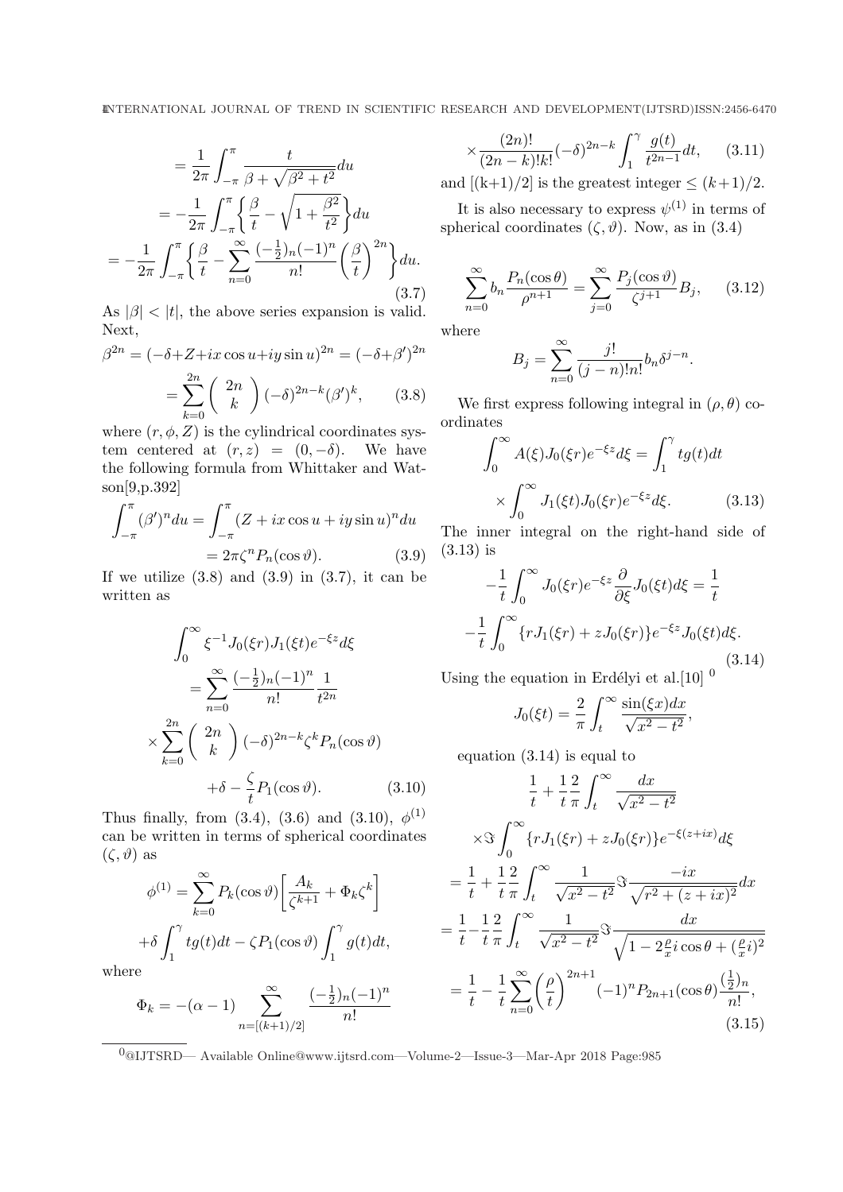$$= \frac{1}{2\pi}\int_{-\pi}^{\pi}\frac{t}{\beta+\sqrt{\beta^2+t^2}}du$$

$$= -\frac{1}{2\pi}\int_{-\pi}^{\pi}\left\{\frac{\beta}{t}-\sqrt{1+\frac{\beta^2}{t^2}}\right\}du$$

$$= -\frac{1}{2\pi}\int_{-\pi}^{\pi}\left\{\frac{\beta}{t}-\sum_{n=0}^{\infty}\frac{(-\frac{1}{2})_n(-1)^n}{n!}\left(\frac{\beta}{t}\right)^{2n}\right\}du. \tag{3.7}$$

As $|\beta| < |t|$, the above series expansion is valid. Next,

$$\beta^{2n} = (-\delta+Z+ix\cos u+iy\sin u)^{2n} = (-\delta+\beta')^{2n}$$

$$= \sum_{k=0}^{2n}\binom{2n}{k}(-\delta)^{2n-k}(\beta')^k, \tag{3.8}$$

where $(r, \phi, Z)$ is the cylindrical coordinates system centered at $(r, z) = (0, -\delta)$. We have the following formula from Whittaker and Watson[9,p.392]

$$\int_{-\pi}^{\pi}(\beta')^n du = \int_{-\pi}^{\pi}(Z+ix\cos u+iy\sin u)^n du$$

$$= 2\pi\zeta^n P_n(\cos\vartheta). \tag{3.9}$$

If we utilize (3.8) and (3.9) in (3.7), it can be written as

$$\int_0^{\infty}\xi^{-1}J_0(\xi r)J_1(\xi t)e^{-\xi z}d\xi$$

$$= \sum_{n=0}^{\infty}\frac{(-\frac{1}{2})_n(-1)^n}{n!}\frac{1}{t^{2n}}$$

$$\times\sum_{k=0}^{2n}\binom{2n}{k}(-\delta)^{2n-k}\zeta^k P_n(\cos\vartheta)$$

$$+\delta-\frac{\zeta}{t}P_1(\cos\vartheta). \tag{3.10}$$

Thus finally, from (3.4), (3.6) and (3.10), $\phi^{(1)}$ can be written in terms of spherical coordinates $(\zeta, \vartheta)$ as

$$\phi^{(1)} = \sum_{k=0}^{\infty}P_k(\cos\vartheta)\left[\frac{A_k}{\zeta^{k+1}}+\Phi_k\zeta^k\right]$$

$$+\delta\int_1^{\gamma}tg(t)dt-\zeta P_1(\cos\vartheta)\int_1^{\gamma}g(t)dt,$$

where

$$\Phi_k = -(\alpha-1)\sum_{n=[(k+1)/2]}^{\infty}\frac{(-\frac{1}{2})_n(-1)^n}{n!}$$

$$\times\frac{(2n)!}{(2n-k)!k!}(-\delta)^{2n-k}\int_1^{\gamma}\frac{g(t)}{t^{2n-1}}dt, \tag{3.11}$$

and $[(k+1)/2]$ is the greatest integer $\leq (k+1)/2$.

It is also necessary to express $\psi^{(1)}$ in terms of spherical coordinates $(\zeta, \vartheta)$. Now, as in (3.4)

$$\sum_{n=0}^{\infty}b_n\frac{P_n(\cos\theta)}{\rho^{n+1}} = \sum_{j=0}^{\infty}\frac{P_j(\cos\vartheta)}{\zeta^{j+1}}B_j, \tag{3.12}$$

where

$$B_j = \sum_{n=0}^{\infty}\frac{j!}{(j-n)!n!}b_n\delta^{j-n}.$$

We first express following integral in $(\rho, \theta)$ coordinates

$$\int_0^{\infty}A(\xi)J_0(\xi r)e^{-\xi z}d\xi = \int_1^{\gamma}tg(t)dt$$

$$\times\int_0^{\infty}J_1(\xi t)J_0(\xi r)e^{-\xi z}d\xi. \tag{3.13}$$

The inner integral on the right-hand side of (3.13) is

$$-\frac{1}{t}\int_0^{\infty}J_0(\xi r)e^{-\xi z}\frac{\partial}{\partial\xi}J_0(\xi t)d\xi = \frac{1}{t}$$

$$-\frac{1}{t}\int_0^{\infty}\{rJ_1(\xi r)+zJ_0(\xi r)\}e^{-\xi z}J_0(\xi t)d\xi. \tag{3.14}$$

Using the equation in Erdélyi et al.[10] [0]

$$J_0(\xi t) = \frac{2}{\pi}\int_t^{\infty}\frac{\sin(\xi x)dx}{\sqrt{x^2-t^2}},$$

equation (3.14) is equal to

$$\frac{1}{t}+\frac{1}{t}\frac{2}{\pi}\int_t^{\infty}\frac{dx}{\sqrt{x^2-t^2}}$$

$$\times\Im\int_0^{\infty}\{rJ_1(\xi r)+zJ_0(\xi r)\}e^{-\xi(z+ix)}d\xi$$

$$= \frac{1}{t}+\frac{1}{t}\frac{2}{\pi}\int_t^{\infty}\frac{1}{\sqrt{x^2-t^2}}\Im\frac{-ix}{\sqrt{r^2+(z+ix)^2}}dx$$

$$= \frac{1}{t}-\frac{1}{t}\frac{2}{\pi}\int_t^{\infty}\frac{1}{\sqrt{x^2-t^2}}\Im\frac{dx}{\sqrt{1-2\frac{\rho}{x}i\cos\theta+(\frac{\rho}{x}i)^2}}$$

$$= \frac{1}{t}-\frac{1}{t}\sum_{n=0}^{\infty}\left(\frac{\rho}{t}\right)^{2n+1}(-1)^n P_{2n+1}(\cos\theta)\frac{(\frac{1}{2})_n}{n!}, \tag{3.15}$$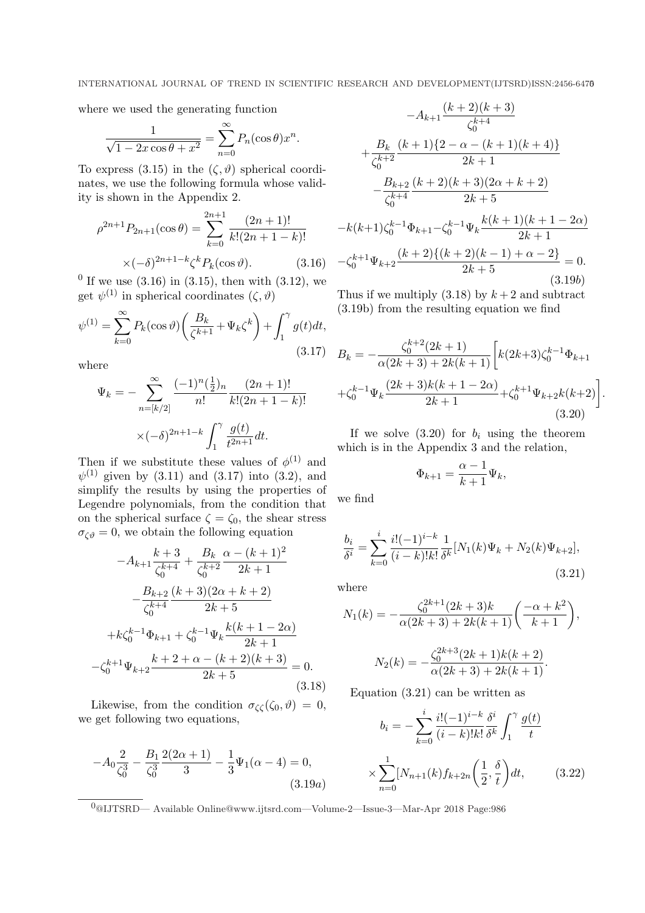where we used the generating function

$$\frac{1}{\sqrt{1-2x\cos\theta+x^2}}=\sum_{n=0}^{\infty}P_n(\cos\theta)x^n.$$

To express (3.15) in the $(\zeta,\vartheta)$ spherical coordinates, we use the following formula whose validity is shown in the Appendix 2.

$$\rho^{2n+1}P_{2n+1}(\cos\theta)=\sum_{k=0}^{2n+1}\frac{(2n+1)!}{k!(2n+1-k)!}\times(-\delta)^{2n+1-k}\zeta^k P_k(\cos\vartheta). \tag{3.16}$$

If we use (3.16) in (3.15), then with (3.12), we get $\psi^{(1)}$ in spherical coordinates $(\zeta,\vartheta)$

$$\psi^{(1)}=\sum_{k=0}^{\infty}P_k(\cos\vartheta)\left(\frac{B_k}{\zeta^{k+1}}+\Psi_k\zeta^k\right)+\int_1^{\gamma}g(t)dt, \tag{3.17}$$

where

$$\Psi_k=-\sum_{n=[k/2]}^{\infty}\frac{(-1)^n(\frac{1}{2})_n}{n!}\frac{(2n+1)!}{k!(2n+1-k)!}\times(-\delta)^{2n+1-k}\int_1^{\gamma}\frac{g(t)}{t^{2n+1}}dt.$$

Then if we substitute these values of $\phi^{(1)}$ and $\psi^{(1)}$ given by (3.11) and (3.17) into (3.2), and simplify the results by using the properties of Legendre polynomials, from the condition that on the spherical surface $\zeta=\zeta_0$, the shear stress $\sigma_{\zeta\vartheta}=0$, we obtain the following equation

$$-A_{k+1}\frac{k+3}{\zeta_0^{k+4}}+\frac{B_k}{\zeta_0^{k+2}}\frac{\alpha-(k+1)^2}{2k+1}-\frac{B_{k+2}}{\zeta_0^{k+4}}\frac{(k+3)(2\alpha+k+2)}{2k+5}+k\zeta_0^{k-1}\Phi_{k+1}+\zeta_0^{k-1}\Psi_k\frac{k(k+1-2\alpha)}{2k+1}-\zeta_0^{k+1}\Psi_{k+2}\frac{k+2+\alpha-(k+2)(k+3)}{2k+5}=0. \tag{3.18}$$

Likewise, from the condition $\sigma_{\zeta\zeta}(\zeta_0,\vartheta)=0$, we get following two equations,

$$-A_0\frac{2}{\zeta_0^3}-\frac{B_1}{\zeta_0^3}\frac{2(2\alpha+1)}{3}-\frac{1}{3}\Psi_1(\alpha-4)=0, \tag{3.19a}$$

$$-A_{k+1}\frac{(k+2)(k+3)}{\zeta_0^{k+4}}+\frac{B_k}{\zeta_0^{k+2}}\frac{(k+1)\{2-\alpha-(k+1)(k+4)\}}{2k+1}-\frac{B_{k+2}}{\zeta_0^{k+4}}\frac{(k+2)(k+3)(2\alpha+k+2)}{2k+5}-k(k+1)\zeta_0^{k-1}\Phi_{k+1}-\zeta_0^{k-1}\Psi_k\frac{k(k+1)(k+1-2\alpha)}{2k+1}-\zeta_0^{k+1}\Psi_{k+2}\frac{(k+2)\{(k+2)(k-1)+\alpha-2\}}{2k+5}=0. \tag{3.19b}$$

Thus if we multiply (3.18) by $k+2$ and subtract (3.19b) from the resulting equation we find

$$B_k=-\frac{\zeta_0^{k+2}(2k+1)}{\alpha(2k+3)+2k(k+1)}\left[k(2k+3)\zeta_0^{k-1}\Phi_{k+1}+\zeta_0^{k-1}\Psi_k\frac{(2k+3)k(k+1-2\alpha)}{2k+1}+\zeta_0^{k+1}\Psi_{k+2}k(k+2)\right]. \tag{3.20}$$

If we solve (3.20) for $b_i$ using the theorem which is in the Appendix 3 and the relation,

$$\Phi_{k+1}=\frac{\alpha-1}{k+1}\Psi_k,$$

we find

$$\frac{b_i}{\delta^i}=\sum_{k=0}^{i}\frac{i!(-1)^{i-k}}{(i-k)!k!}\frac{1}{\delta^k}[N_1(k)\Psi_k+N_2(k)\Psi_{k+2}], \tag{3.21}$$

where

$$N_1(k)=-\frac{\zeta_0^{2k+1}(2k+3)k}{\alpha(2k+3)+2k(k+1)}\left(\frac{-\alpha+k^2}{k+1}\right),$$

$$N_2(k)=-\frac{\zeta_0^{2k+3}(2k+1)k(k+2)}{\alpha(2k+3)+2k(k+1)}.$$

Equation (3.21) can be written as

$$b_i=-\sum_{k=0}^{i}\frac{i!(-1)^{i-k}}{(i-k)!k!}\frac{\delta^i}{\delta^k}\int_1^{\gamma}\frac{g(t)}{t}\times\sum_{n=0}^{1}[N_{n+1}(k)f_{k+2n}\left(\frac{1}{2},\frac{\delta}{t}\right)dt, \tag{3.22}$$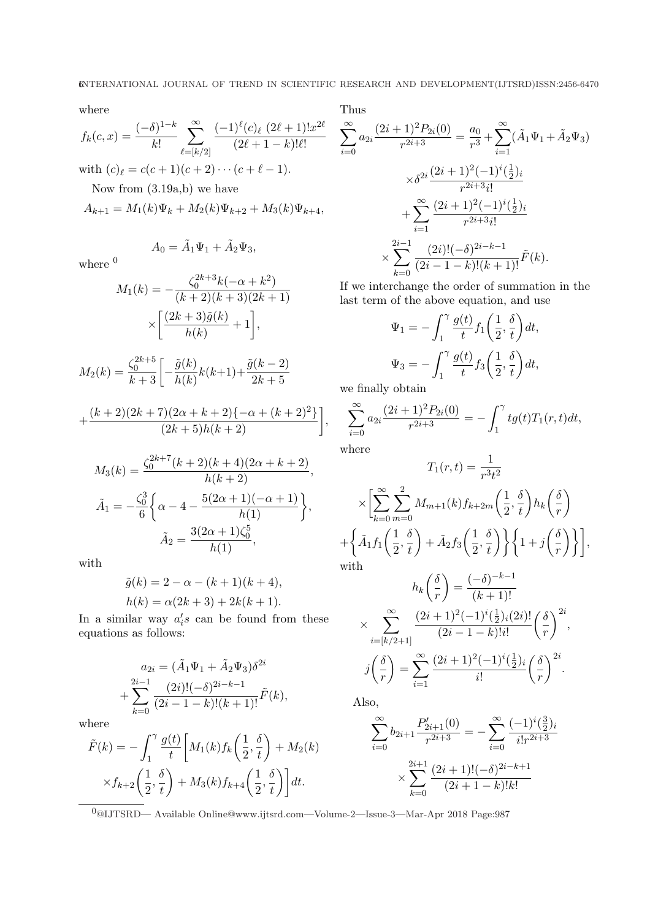where

$$f_k(c,x) = \frac{(-\delta)^{1-k}}{k!}\sum_{\ell=[k/2]}^{\infty}\frac{(-1)^{\ell}(c)_{\ell}\,(2\ell+1)!x^{2\ell}}{(2\ell+1-k)!\ell!}$$

with $(c)_{\ell} = c(c+1)(c+2)\cdots(c+\ell-1)$.

Now from (3.19a,b) we have

$$A_{k+1} = M_1(k)\Psi_k + M_2(k)\Psi_{k+2} + M_3(k)\Psi_{k+4},$$

$$A_0 = \tilde{A}_1\Psi_1 + \tilde{A}_2\Psi_3,$$

where

$$M_1(k) = -\frac{\zeta_0^{2k+3}k(-\alpha+k^2)}{(k+2)(k+3)(2k+1)} \times\left[\frac{(2k+3)\tilde{g}(k)}{h(k)}+1\right],$$

$$M_2(k) = \frac{\zeta_0^{2k+5}}{k+3}\left[-\frac{\tilde{g}(k)}{h(k)}k(k+1)+\frac{\tilde{g}(k-2)}{2k+5} + \frac{(k+2)(2k+7)(2\alpha+k+2)\{-\alpha+(k+2)^2\}}{(2k+5)h(k+2)}\right],$$

$$M_3(k) = \frac{\zeta_0^{2k+7}(k+2)(k+4)(2\alpha+k+2)}{h(k+2)},$$

$$\tilde{A}_1 = -\frac{\zeta_0^3}{6}\left\{\alpha-4-\frac{5(2\alpha+1)(-\alpha+1)}{h(1)}\right\},$$

$$\tilde{A}_2 = \frac{3(2\alpha+1)\zeta_0^5}{h(1)},$$

with

$$\tilde{g}(k) = 2-\alpha-(k+1)(k+4),$$
$$h(k) = \alpha(2k+3)+2k(k+1).$$

In a similar way $a_i's$ can be found from these equations as follows:

$$a_{2i} = (\tilde{A}_1\Psi_1+\tilde{A}_2\Psi_3)\delta^{2i} + \sum_{k=0}^{2i-1}\frac{(2i)!(-\delta)^{2i-k-1}}{(2i-1-k)!(k+1)!}\tilde{F}(k),$$

where

$$\tilde{F}(k) = -\int_1^{\gamma}\frac{g(t)}{t}\left[M_1(k)f_k\left(\frac{1}{2},\frac{\delta}{t}\right)+M_2(k) \times f_{k+2}\left(\frac{1}{2},\frac{\delta}{t}\right)+M_3(k)f_{k+4}\left(\frac{1}{2},\frac{\delta}{t}\right)\right]dt.$$

Thus

$$\sum_{i=0}^{\infty}a_{2i}\frac{(2i+1)^2P_{2i}(0)}{r^{2i+3}} = \frac{a_0}{r^3}+\sum_{i=1}^{\infty}(\tilde{A}_1\Psi_1+\tilde{A}_2\Psi_3) \times\delta^{2i}\frac{(2i+1)^2(-1)^i(\frac{1}{2})_i}{r^{2i+3}i!} +\sum_{i=1}^{\infty}\frac{(2i+1)^2(-1)^i(\frac{1}{2})_i}{r^{2i+3}i!} \times\sum_{k=0}^{2i-1}\frac{(2i)!(-\delta)^{2i-k-1}}{(2i-1-k)!(k+1)!}\tilde{F}(k).$$

If we interchange the order of summation in the last term of the above equation, and use

$$\Psi_1 = -\int_1^{\gamma}\frac{g(t)}{t}f_1\left(\frac{1}{2},\frac{\delta}{t}\right)dt,$$

$$\Psi_3 = -\int_1^{\gamma}\frac{g(t)}{t}f_3\left(\frac{1}{2},\frac{\delta}{t}\right)dt,$$

we finally obtain

$$\sum_{i=0}^{\infty}a_{2i}\frac{(2i+1)^2P_{2i}(0)}{r^{2i+3}} = -\int_1^{\gamma}tg(t)T_1(r,t)dt,$$

where

$$T_1(r,t) = \frac{1}{r^3t^2} \times\left[\sum_{k=0}^{\infty}\sum_{m=0}^{2}M_{m+1}(k)f_{k+2m}\left(\frac{1}{2},\frac{\delta}{t}\right)h_k\left(\frac{\delta}{r}\right) +\left\{\tilde{A}_1f_1\left(\frac{1}{2},\frac{\delta}{t}\right)+\tilde{A}_2f_3\left(\frac{1}{2},\frac{\delta}{t}\right)\right\}\left\{1+j\left(\frac{\delta}{r}\right)\right\}\right],$$

with

$$h_k\left(\frac{\delta}{r}\right) = \frac{(-\delta)^{-k-1}}{(k+1)!} \times\sum_{i=[k/2+1]}^{\infty}\frac{(2i+1)^2(-1)^i(\frac{1}{2})_i(2i)!}{(2i-1-k)!i!}\left(\frac{\delta}{r}\right)^{2i},$$

$$j\left(\frac{\delta}{r}\right) = \sum_{i=1}^{\infty}\frac{(2i+1)^2(-1)^i(\frac{1}{2})_i}{i!}\left(\frac{\delta}{r}\right)^{2i}.$$

Also,

$$\sum_{i=0}^{\infty}b_{2i+1}\frac{P'_{2i+1}(0)}{r^{2i+3}} = -\sum_{i=0}^{\infty}\frac{(-1)^i(\frac{3}{2})_i}{i!r^{2i+3}} \times\sum_{k=0}^{2i+1}\frac{(2i+1)!(-\delta)^{2i-k+1}}{(2i+1-k)!k!}$$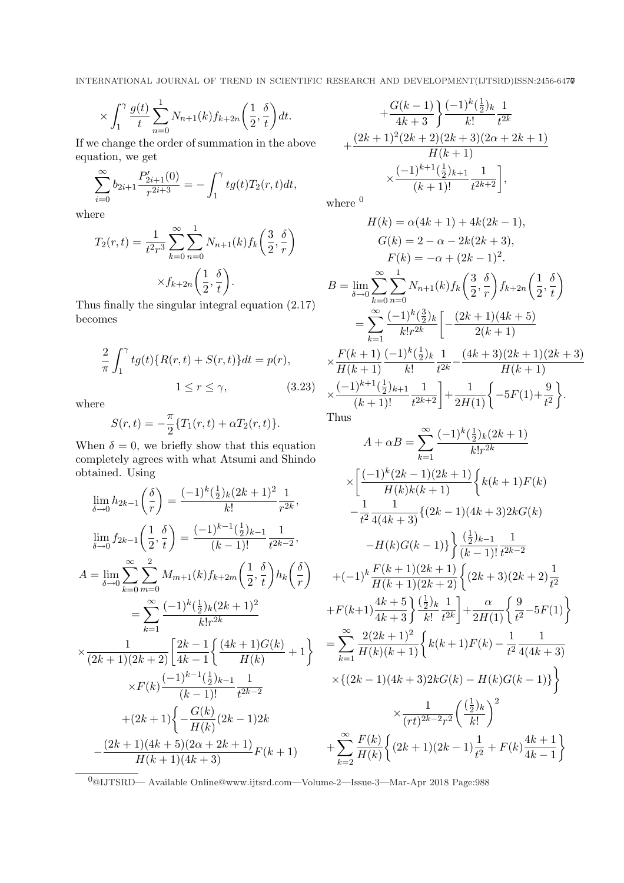$$\times \int_1^\gamma \frac{g(t)}{t} \sum_{n=0}^{1} N_{n+1}(k) f_{k+2n}\left(\frac{1}{2}, \frac{\delta}{t}\right) dt.$$

If we change the order of summation in the above equation, we get

$$\sum_{i=0}^{\infty} b_{2i+1} \frac{P'_{2i+1}(0)}{r^{2i+3}} = -\int_1^\gamma t g(t) T_2(r,t) dt,$$

where

$$T_2(r,t) = \frac{1}{t^2 r^3} \sum_{k=0}^{\infty} \sum_{n=0}^{1} N_{n+1}(k) f_k\left(\frac{3}{2}, \frac{\delta}{r}\right) \times f_{k+2n}\left(\frac{1}{2}, \frac{\delta}{t}\right).$$

Thus finally the singular integral equation (2.17) becomes

$$\frac{2}{\pi} \int_1^\gamma t g(t) \{R(r,t) + S(r,t)\} dt = p(r), \quad 1 \le r \le \gamma, \tag{3.23}$$

where

$$S(r,t) = -\frac{\pi}{2}\{T_1(r,t) + \alpha T_2(r,t)\}.$$

When $\delta = 0$, we briefly show that this equation completely agrees with what Atsumi and Shindo obtained. Using

$$\lim_{\delta \to 0} h_{2k-1}\left(\frac{\delta}{r}\right) = \frac{(-1)^k (\frac{1}{2})_k (2k+1)^2}{k!} \frac{1}{r^{2k}},$$

$$\lim_{\delta \to 0} f_{2k-1}\left(\frac{1}{2}, \frac{\delta}{t}\right) = \frac{(-1)^{k-1} (\frac{1}{2})_{k-1}}{(k-1)!} \frac{1}{t^{2k-2}},$$

$$\begin{aligned}
A &= \lim_{\delta \to 0} \sum_{k=0}^{\infty} \sum_{m=0}^{2} M_{m+1}(k) f_{k+2m}\left(\frac{1}{2}, \frac{\delta}{t}\right) h_k\left(\frac{\delta}{r}\right) \\
&= \sum_{k=1}^{\infty} \frac{(-1)^k (\frac{1}{2})_k (2k+1)^2}{k! r^{2k}} \\
&\times \frac{1}{(2k+1)(2k+2)} \left[ \frac{2k-1}{4k-1} \left\{ \frac{(4k+1)G(k)}{H(k)} + 1 \right\} \right. \\
&\times F(k) \frac{(-1)^{k-1} (\frac{1}{2})_{k-1}}{(k-1)!} \frac{1}{t^{2k-2}} \\
&+ (2k+1) \left\{ -\frac{G(k)}{H(k)} (2k-1) 2k \right. \\
&- \frac{(2k+1)(4k+5)(2\alpha+2k+1)}{H(k+1)(4k+3)} F(k+1) \\
&\left. + \frac{G(k-1)}{4k+3} \right\} \frac{(-1)^k (\frac{1}{2})_k}{k!} \frac{1}{t^{2k}} \\
&+ \frac{(2k+1)^2 (2k+2)(2k+3)(2\alpha+2k+1)}{H(k+1)} \\
&\left. \times \frac{(-1)^{k+1} (\frac{1}{2})_{k+1}}{(k+1)!} \frac{1}{t^{2k+2}} \right],
\end{aligned}$$

where [0]

$$H(k) = \alpha(4k+1) + 4k(2k-1),$$

$$G(k) = 2 - \alpha - 2k(2k+3),$$

$$F(k) = -\alpha + (2k-1)^2.$$

$$\begin{aligned}
B &= \lim_{\delta \to 0} \sum_{k=0}^{\infty} \sum_{n=0}^{1} N_{n+1}(k) f_k\left(\frac{3}{2}, \frac{\delta}{r}\right) f_{k+2n}\left(\frac{1}{2}, \frac{\delta}{t}\right) \\
&= \sum_{k=1}^{\infty} \frac{(-1)^k (\frac{3}{2})_k}{k! r^{2k}} \left[ -\frac{(2k+1)(4k+5)}{2(k+1)} \right. \\
&\times \frac{F(k+1)}{H(k+1)} \frac{(-1)^k (\frac{1}{2})_k}{k!} \frac{1}{t^{2k}} - \frac{(4k+3)(2k+1)(2k+3)}{H(k+1)} \\
&\left. \times \frac{(-1)^{k+1} (\frac{1}{2})_{k+1}}{(k+1)!} \frac{1}{t^{2k+2}} \right] + \frac{1}{2H(1)} \left\{ -5F(1) + \frac{9}{t^2} \right\}.
\end{aligned}$$

Thus

$$\begin{aligned}
A + \alpha B &= \sum_{k=1}^{\infty} \frac{(-1)^k (\frac{1}{2})_k (2k+1)}{k! r^{2k}} \\
&\times \left[ \frac{(-1)^k (2k-1)(2k+1)}{H(k) k(k+1)} \left\{ k(k+1) F(k) \right. \right. \\
&- \frac{1}{t^2} \frac{1}{4(4k+3)} \{ (2k-1)(4k+3) 2k G(k) \\
&\left. - H(k) G(k-1) \} \right\} \frac{(\frac{1}{2})_{k-1}}{(k-1)!} \frac{1}{t^{2k-2}} \\
&+ (-1)^k \frac{F(k+1)(2k+1)}{H(k+1)(2k+2)} \left\{ (2k+3)(2k+2) \frac{1}{t^2} \right. \\
&\left. \left. + F(k+1) \frac{4k+5}{4k+3} \right\} \frac{(\frac{1}{2})_k}{k!} \frac{1}{t^{2k}} \right] + \frac{\alpha}{2H(1)} \left\{ \frac{9}{t^2} - 5F(1) \right\} \\
&= \sum_{k=1}^{\infty} \frac{2(2k+1)^2}{H(k)(k+1)} \left\{ k(k+1) F(k) - \frac{1}{t^2} \frac{1}{4(4k+3)} \right. \\
&\left. \times \{ (2k-1)(4k+3) 2k G(k) - H(k) G(k-1) \} \right\} \\
&\times \frac{1}{(rt)^{2k-2} r^2} \left( \frac{(\frac{1}{2})_k}{k!} \right)^2 \\
&+ \sum_{k=2}^{\infty} \frac{F(k)}{H(k)} \left\{ (2k+1)(2k-1) \frac{1}{t^2} + F(k) \frac{4k+1}{4k-1} \right\}
\end{aligned}$$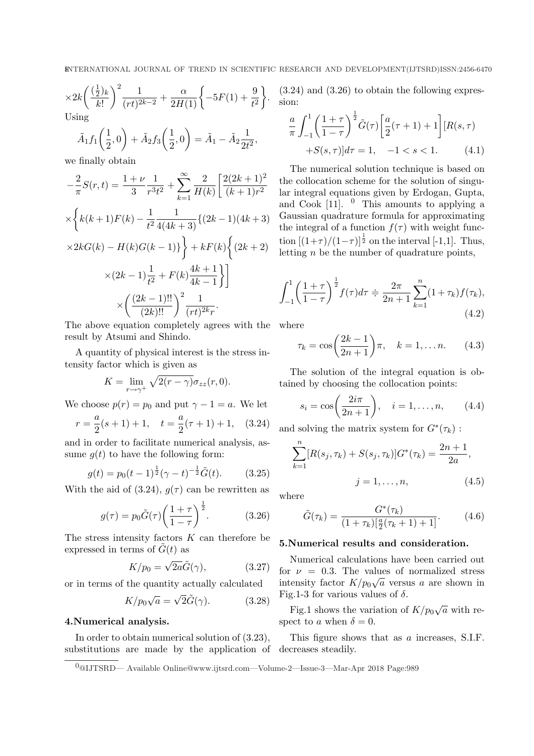$$\times 2k\left(\frac{(\frac{1}{2})_k}{k!}\right)^2 \frac{1}{(rt)^{2k-2}} + \frac{\alpha}{2H(1)}\left\{-5F(1) + \frac{9}{t^2}\right\}.$$

Using

$$\tilde{A}_1 f_1\left(\frac{1}{2}, 0\right) + \tilde{A}_2 f_3\left(\frac{1}{2}, 0\right) = \tilde{A}_1 - \tilde{A}_2 \frac{1}{2t^2},$$

we finally obtain

$$-\frac{2}{\pi}S(r,t) = \frac{1+\nu}{3}\frac{1}{r^3t^2} + \sum_{k=1}^{\infty}\frac{2}{H(k)}\left[\frac{2(2k+1)^2}{(k+1)r^2}\right.$$
$$\times\left\{k(k+1)F(k) - \frac{1}{t^2}\frac{1}{4(4k+3)}\{(2k-1)(4k+3)\right.$$
$$\left.\times 2kG(k) - H(k)G(k-1)\}\right\} + kF(k)\left\{(2k+2)\right.$$
$$\left.\left.\times(2k-1)\frac{1}{t^2} + F(k)\frac{4k+1}{4k-1}\right\}\right]$$
$$\times\left(\frac{(2k-1)!!}{(2k)!!}\right)^2 \frac{1}{(rt)^{2k}r}.$$

The above equation completely agrees with the result by Atsumi and Shindo.

A quantity of physical interest is the stress intensity factor which is given as

$$K = \lim_{r\to\gamma^+}\sqrt{2(r-\gamma)}\sigma_{zz}(r,0).$$

We choose $p(r) = p_0$ and put $\gamma - 1 = a$. We let

$$r = \frac{a}{2}(s+1)+1, \quad t = \frac{a}{2}(\tau+1)+1, \quad (3.24)$$

and in order to facilitate numerical analysis, assume $g(t)$ to have the following form:

$$g(t) = p_0(t-1)^{\frac{1}{2}}(\gamma-t)^{-\frac{1}{2}}\tilde{G}(t). \quad (3.25)$$

With the aid of (3.24), $g(\tau)$ can be rewritten as

$$g(\tau) = p_0\tilde{G}(\tau)\left(\frac{1+\tau}{1-\tau}\right)^{\frac{1}{2}}. \quad (3.26)$$

The stress intensity factors $K$ can therefore be expressed in terms of $\tilde{G}(t)$ as

$$K/p_0 = \sqrt{2a}\tilde{G}(\gamma), \quad (3.27)$$

or in terms of the quantity actually calculated

$$K/p_0\sqrt{a} = \sqrt{2}\tilde{G}(\gamma). \quad (3.28)$$

## 4.Numerical analysis.

In order to obtain numerical solution of (3.23), substitutions are made by the application of (3.24) and (3.26) to obtain the following expression:

$$\frac{a}{\pi}\int_{-1}^{1}\left(\frac{1+\tau}{1-\tau}\right)^{\frac{1}{2}}\tilde{G}(\tau)\left[\frac{a}{2}(\tau+1)+1\right][R(s,\tau)$$
$$+S(s,\tau)]d\tau = 1, \quad -1 < s < 1. \quad (4.1)$$

The numerical solution technique is based on the collocation scheme for the solution of singular integral equations given by Erdogan, Gupta, and Cook [11]. [0] This amounts to applying a Gaussian quadrature formula for approximating the integral of a function $f(\tau)$ with weight function $[(1+\tau)/(1-\tau)]^{\frac{1}{2}}$ on the interval [-1,1]. Thus, letting $n$ be the number of quadrature points,

$$\int_{-1}^{1}\left(\frac{1+\tau}{1-\tau}\right)^{\frac{1}{2}}f(\tau)d\tau \doteqdot \frac{2\pi}{2n+1}\sum_{k=1}^{n}(1+\tau_k)f(\tau_k), \quad (4.2)$$

where

$$\tau_k = \cos\left(\frac{2k-1}{2n+1}\right)\pi, \quad k = 1,\ldots n. \quad (4.3)$$

The solution of the integral equation is obtained by choosing the collocation points:

$$s_i = \cos\left(\frac{2i\pi}{2n+1}\right), \quad i = 1,\ldots,n, \quad (4.4)$$

and solving the matrix system for $G^*(\tau_k)$ :

$$\sum_{k=1}^{n}[R(s_j,\tau_k) + S(s_j,\tau_k)]G^*(\tau_k) = \frac{2n+1}{2a},$$
$$j = 1,\ldots,n, \quad (4.5)$$

where

$$\tilde{G}(\tau_k) = \frac{G^*(\tau_k)}{(1+\tau_k)[\frac{a}{2}(\tau_k+1)+1]}. \quad (4.6)$$

## 5.Numerical results and consideration.

Numerical calculations have been carried out for $\nu = 0.3$. The values of normalized stress intensity factor $K/p_0\sqrt{a}$ versus $a$ are shown in Fig.1-3 for various values of $\delta$.

Fig.1 shows the variation of $K/p_0\sqrt{a}$ with respect to $a$ when $\delta = 0$.

This figure shows that as $a$ increases, S.I.F. decreases steadily.

[0]@IJTSRD— Available Online@www.ijtsrd.com—Volume-2—Issue-3—Mar-Apr 2018 Page:989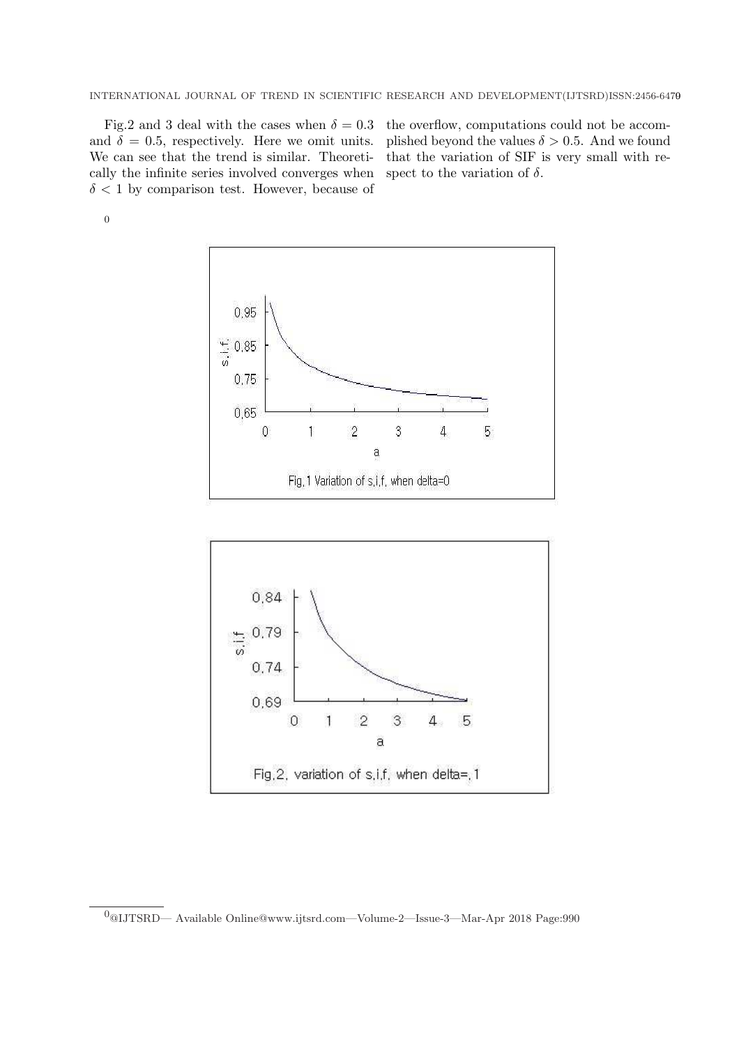Fig.2 and 3 deal with the cases when $\delta = 0.3$ and $\delta = 0.5$, respectively. Here we omit units. We can see that the trend is similar. Theoretically the infinite series involved converges when $\delta < 1$ by comparison test. However, because of the overflow, computations could not be accomplished beyond the values $\delta > 0.5$. And we found that the variation of SIF is very small with respect to the variation of $\delta$.

Fig,1 Variation of s,i,f, when delta=0

Fig,2, variation of s,i,f, when delta=,1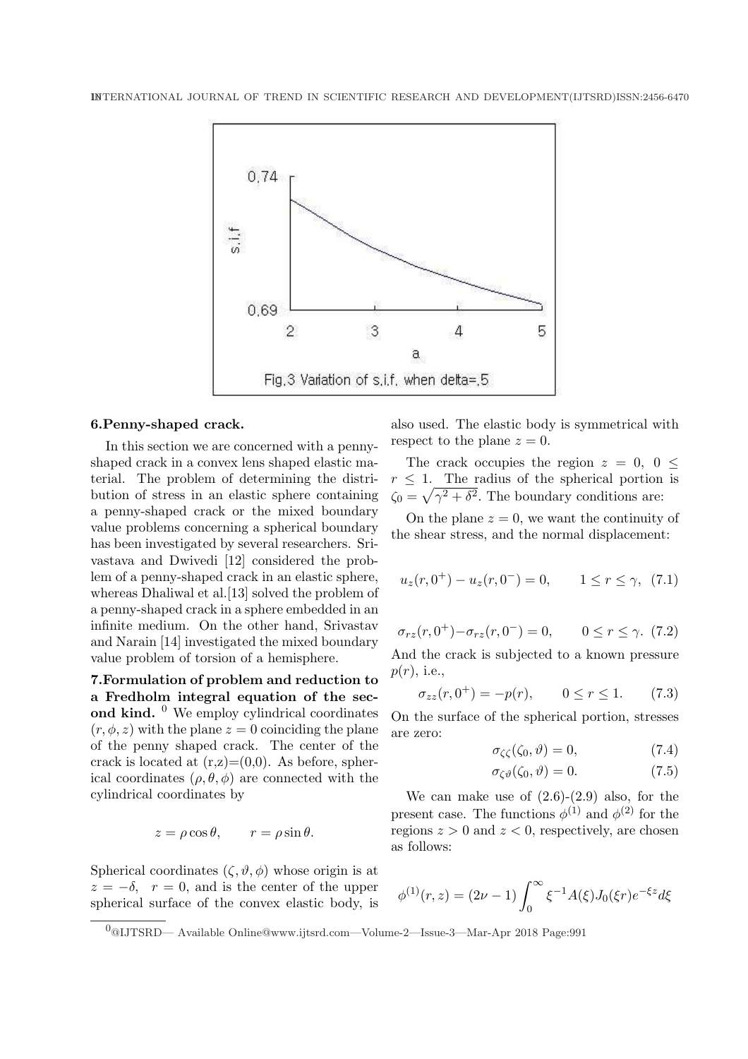Fig.3 Variation of s.i.f. when delta=.5

## 6.Penny-shaped crack.

In this section we are concerned with a penny-shaped crack in a convex lens shaped elastic material. The problem of determining the distribution of stress in an elastic sphere containing a penny-shaped crack or the mixed boundary value problems concerning a spherical boundary has been investigated by several researchers. Srivastava and Dwivedi [12] considered the problem of a penny-shaped crack in an elastic sphere, whereas Dhaliwal et al.[13] solved the problem of a penny-shaped crack in a sphere embedded in an infinite medium. On the other hand, Srivastav and Narain [14] investigated the mixed boundary value problem of torsion of a hemisphere.

## 7.Formulation of problem and reduction to a Fredholm integral equation of the second kind.

We employ cylindrical coordinates $(r, \phi, z)$ with the plane $z = 0$ coinciding the plane of the penny shaped crack. The center of the crack is located at (r,z)=(0,0). As before, spherical coordinates $(\rho, \theta, \phi)$ are connected with the cylindrical coordinates by

$$z = \rho\cos\theta, \qquad r = \rho\sin\theta.$$

Spherical coordinates $(\zeta, \vartheta, \phi)$ whose origin is at $z = -\delta$, $r = 0$, and is the center of the upper spherical surface of the convex elastic body, is also used. The elastic body is symmetrical with respect to the plane $z = 0$.

The crack occupies the region $z = 0$, $0 \leq r \leq 1$. The radius of the spherical portion is $\zeta_0 = \sqrt{\gamma^2 + \delta^2}$. The boundary conditions are:

On the plane $z = 0$, we want the continuity of the shear stress, and the normal displacement:

$$u_z(r, 0^+) - u_z(r, 0^-) = 0, \qquad 1 \leq r \leq \gamma, \quad (7.1)$$

$$\sigma_{rz}(r, 0^+) - \sigma_{rz}(r, 0^-) = 0, \qquad 0 \leq r \leq \gamma. \quad (7.2)$$

And the crack is subjected to a known pressure $p(r)$, i.e.,

$$\sigma_{zz}(r, 0^+) = -p(r), \qquad 0 \leq r \leq 1. \quad (7.3)$$

On the surface of the spherical portion, stresses are zero:

$$\sigma_{\zeta\zeta}(\zeta_0, \vartheta) = 0, \quad (7.4)$$

$$\sigma_{\zeta\vartheta}(\zeta_0, \vartheta) = 0. \quad (7.5)$$

We can make use of (2.6)-(2.9) also, for the present case. The functions $\phi^{(1)}$ and $\phi^{(2)}$ for the regions $z > 0$ and $z < 0$, respectively, are chosen as follows:

$$\phi^{(1)}(r, z) = (2\nu - 1)\int_0^\infty \xi^{-1} A(\xi) J_0(\xi r) e^{-\xi z} d\xi$$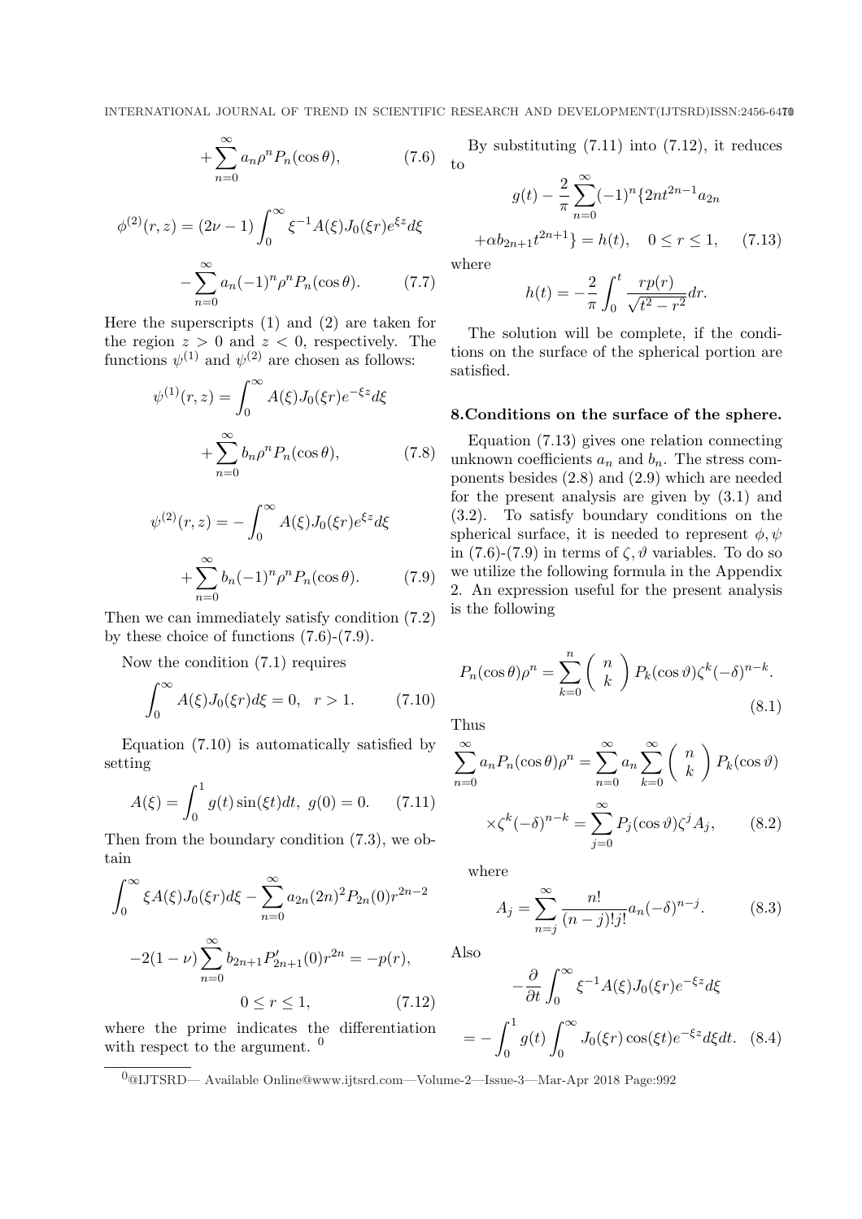$$+\sum_{n=0}^{\infty} a_n \rho^n P_n(\cos\theta), \qquad (7.6)$$

$$\phi^{(2)}(r,z) = (2\nu - 1)\int_0^{\infty} \xi^{-1} A(\xi) J_0(\xi r) e^{\xi z} d\xi$$

$$-\sum_{n=0}^{\infty} a_n (-1)^n \rho^n P_n(\cos\theta). \qquad (7.7)$$

Here the superscripts (1) and (2) are taken for the region $z > 0$ and $z < 0$, respectively. The functions $\psi^{(1)}$ and $\psi^{(2)}$ are chosen as follows:

$$\psi^{(1)}(r,z) = \int_0^{\infty} A(\xi) J_0(\xi r) e^{-\xi z} d\xi$$

$$+\sum_{n=0}^{\infty} b_n \rho^n P_n(\cos\theta), \qquad (7.8)$$

$$\psi^{(2)}(r,z) = -\int_0^{\infty} A(\xi) J_0(\xi r) e^{\xi z} d\xi$$

$$+\sum_{n=0}^{\infty} b_n (-1)^n \rho^n P_n(\cos\theta). \qquad (7.9)$$

Then we can immediately satisfy condition (7.2) by these choice of functions (7.6)-(7.9).

Now the condition (7.1) requires

$$\int_0^{\infty} A(\xi) J_0(\xi r) d\xi = 0, \quad r > 1. \qquad (7.10)$$

Equation (7.10) is automatically satisfied by setting

$$A(\xi) = \int_0^1 g(t)\sin(\xi t) dt, \; g(0) = 0. \qquad (7.11)$$

Then from the boundary condition (7.3), we obtain

$$\int_0^{\infty} \xi A(\xi) J_0(\xi r) d\xi - \sum_{n=0}^{\infty} a_{2n} (2n)^2 P_{2n}(0) r^{2n-2}$$

$$-2(1-\nu)\sum_{n=0}^{\infty} b_{2n+1} P'_{2n+1}(0) r^{2n} = -p(r),$$

$$0 \le r \le 1, \qquad (7.12)$$

where the prime indicates the differentiation with respect to the argument.

By substituting (7.11) into (7.12), it reduces to

$$g(t) - \frac{2}{\pi}\sum_{n=0}^{\infty} (-1)^n \{2n t^{2n-1} a_{2n}$$

$$+\alpha b_{2n+1} t^{2n+1}\} = h(t), \quad 0 \le r \le 1, \qquad (7.13)$$

where

$$h(t) = -\frac{2}{\pi}\int_0^t \frac{r p(r)}{\sqrt{t^2 - r^2}} dr.$$

The solution will be complete, if the conditions on the surface of the spherical portion are satisfied.

## 8.Conditions on the surface of the sphere.

Equation (7.13) gives one relation connecting unknown coefficients $a_n$ and $b_n$. The stress components besides (2.8) and (2.9) which are needed for the present analysis are given by (3.1) and (3.2). To satisfy boundary conditions on the spherical surface, it is needed to represent $\phi, \psi$ in (7.6)-(7.9) in terms of $\zeta, \vartheta$ variables. To do so we utilize the following formula in the Appendix 2. An expression useful for the present analysis is the following

$$P_n(\cos\theta)\rho^n = \sum_{k=0}^{n} \binom{n}{k} P_k(\cos\vartheta) \zeta^k (-\delta)^{n-k}. \qquad (8.1)$$

Thus

$$\sum_{n=0}^{\infty} a_n P_n(\cos\theta)\rho^n = \sum_{n=0}^{\infty} a_n \sum_{k=0}^{\infty} \binom{n}{k} P_k(\cos\vartheta)$$

$$\times \zeta^k (-\delta)^{n-k} = \sum_{j=0}^{\infty} P_j(\cos\vartheta) \zeta^j A_j, \qquad (8.2)$$

where

$$A_j = \sum_{n=j}^{\infty} \frac{n!}{(n-j)!j!} a_n (-\delta)^{n-j}. \qquad (8.3)$$

Also

$$-\frac{\partial}{\partial t}\int_0^{\infty} \xi^{-1} A(\xi) J_0(\xi r) e^{-\xi z} d\xi$$

$$= -\int_0^1 g(t)\int_0^{\infty} J_0(\xi r)\cos(\xi t) e^{-\xi z} d\xi dt. \qquad (8.4)$$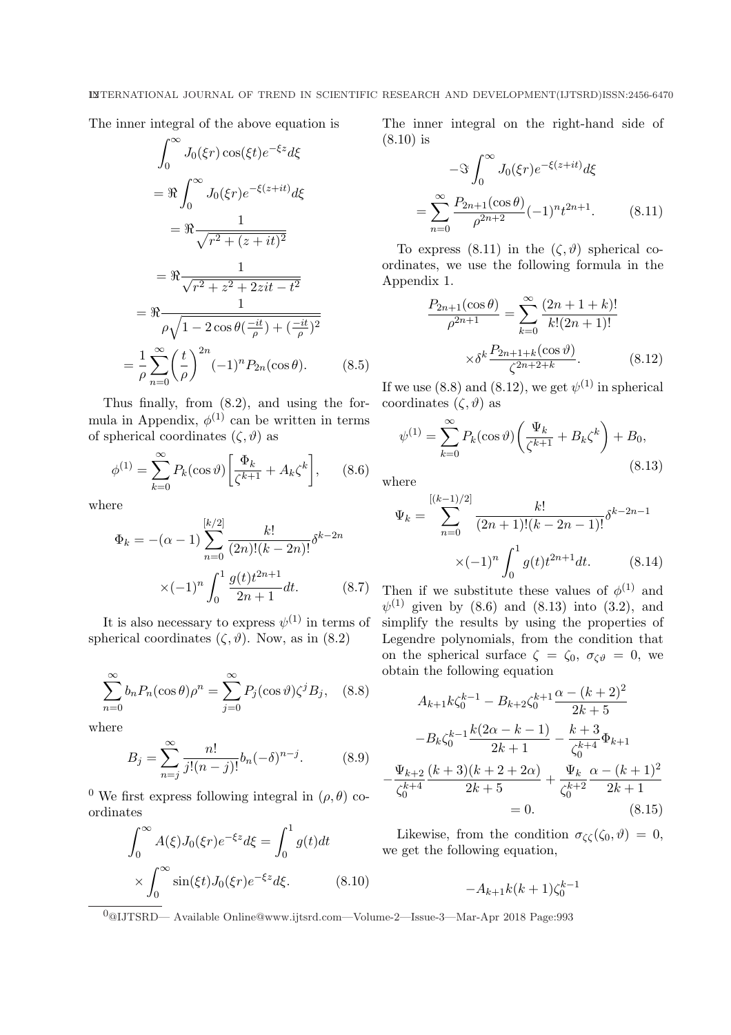The inner integral of the above equation is

$$\int_0^\infty J_0(\xi r)\cos(\xi t)e^{-\xi z}d\xi$$
$$= \Re\int_0^\infty J_0(\xi r)e^{-\xi(z+it)}d\xi$$
$$= \Re\frac{1}{\sqrt{r^2+(z+it)^2}}$$
$$= \Re\frac{1}{\sqrt{r^2+z^2+2zit-t^2}}$$
$$= \Re\frac{1}{\rho\sqrt{1-2\cos\theta(\frac{-it}{\rho})+(\frac{-it}{\rho})^2}}$$
$$= \frac{1}{\rho}\sum_{n=0}^\infty\left(\frac{t}{\rho}\right)^{2n}(-1)^nP_{2n}(\cos\theta). \tag{8.5}$$

Thus finally, from (8.2), and using the formula in Appendix, $\phi^{(1)}$ can be written in terms of spherical coordinates $(\zeta,\vartheta)$ as

$$\phi^{(1)} = \sum_{k=0}^\infty P_k(\cos\vartheta)\left[\frac{\Phi_k}{\zeta^{k+1}}+A_k\zeta^k\right], \tag{8.6}$$

where

$$\Phi_k = -(\alpha-1)\sum_{n=0}^{[k/2]}\frac{k!}{(2n)!(k-2n)!}\delta^{k-2n}$$
$$\times(-1)^n\int_0^1\frac{g(t)t^{2n+1}}{2n+1}dt. \tag{8.7}$$

It is also necessary to express $\psi^{(1)}$ in terms of spherical coordinates $(\zeta,\vartheta)$. Now, as in (8.2)

$$\sum_{n=0}^\infty b_nP_n(\cos\theta)\rho^n = \sum_{j=0}^\infty P_j(\cos\vartheta)\zeta^jB_j, \tag{8.8}$$

where

$$B_j = \sum_{n=j}^\infty\frac{n!}{j!(n-j)!}b_n(-\delta)^{n-j}. \tag{8.9}$$

[0] We first express following integral in $(\rho,\theta)$ coordinates

$$\int_0^\infty A(\xi)J_0(\xi r)e^{-\xi z}d\xi = \int_0^1 g(t)dt$$
$$\times\int_0^\infty\sin(\xi t)J_0(\xi r)e^{-\xi z}d\xi. \tag{8.10}$$

The inner integral on the right-hand side of (8.10) is

$$-\Im\int_0^\infty J_0(\xi r)e^{-\xi(z+it)}d\xi$$
$$= \sum_{n=0}^\infty\frac{P_{2n+1}(\cos\theta)}{\rho^{2n+2}}(-1)^nt^{2n+1}. \tag{8.11}$$

To express (8.11) in the $(\zeta,\vartheta)$ spherical coordinates, we use the following formula in the Appendix 1.

$$\frac{P_{2n+1}(\cos\theta)}{\rho^{2n+1}} = \sum_{k=0}^\infty\frac{(2n+1+k)!}{k!(2n+1)!}$$
$$\times\delta^k\frac{P_{2n+1+k}(\cos\vartheta)}{\zeta^{2n+2+k}}. \tag{8.12}$$

If we use (8.8) and (8.12), we get $\psi^{(1)}$ in spherical coordinates $(\zeta,\vartheta)$ as

$$\psi^{(1)} = \sum_{k=0}^\infty P_k(\cos\vartheta)\left(\frac{\Psi_k}{\zeta^{k+1}}+B_k\zeta^k\right)+B_0, \tag{8.13}$$

where

$$\Psi_k = \sum_{n=0}^{[(k-1)/2]}\frac{k!}{(2n+1)!(k-2n-1)!}\delta^{k-2n-1}$$
$$\times(-1)^n\int_0^1 g(t)t^{2n+1}dt. \tag{8.14}$$

Then if we substitute these values of $\phi^{(1)}$ and $\psi^{(1)}$ given by (8.6) and (8.13) into (3.2), and simplify the results by using the properties of Legendre polynomials, from the condition that on the spherical surface $\zeta=\zeta_0$, $\sigma_{\zeta\vartheta}=0$, we obtain the following equation

$$A_{k+1}k\zeta_0^{k-1} - B_{k+2}\zeta_0^{k+1}\frac{\alpha-(k+2)^2}{2k+5}$$
$$-B_k\zeta_0^{k-1}\frac{k(2\alpha-k-1)}{2k+1} - \frac{k+3}{\zeta_0^{k+4}}\Phi_{k+1}$$
$$-\frac{\Psi_{k+2}}{\zeta_0^{k+4}}\frac{(k+3)(k+2+2\alpha)}{2k+5} + \frac{\Psi_k}{\zeta_0^{k+2}}\frac{\alpha-(k+1)^2}{2k+1}$$
$$= 0. \tag{8.15}$$

Likewise, from the condition $\sigma_{\zeta\zeta}(\zeta_0,\vartheta)=0$, we get the following equation,

$$-A_{k+1}k(k+1)\zeta_0^{k-1}$$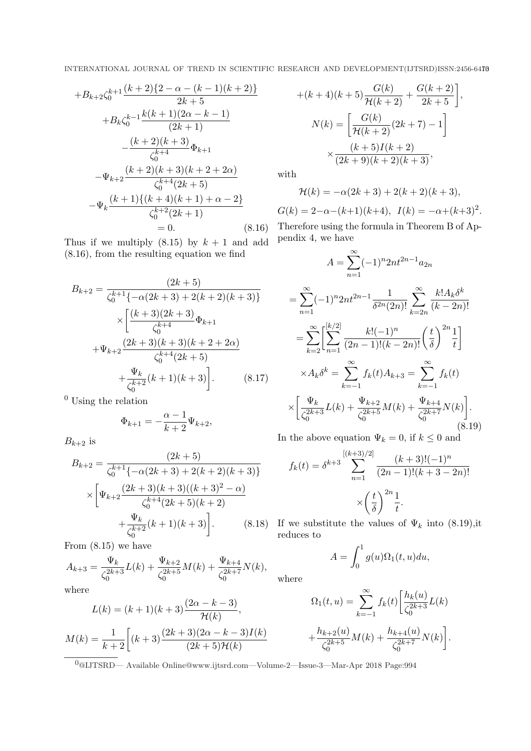$$
\begin{aligned}
&+B_{k+2}\zeta_0^{k+1}\frac{(k+2)\{2-\alpha-(k-1)(k+2)\}}{2k+5} \\
&+B_k\zeta_0^{k-1}\frac{k(k+1)(2\alpha-k-1)}{(2k+1)} \\
&-\frac{(k+2)(k+3)}{\zeta_0^{k+4}}\Phi_{k+1} \\
&-\Psi_{k+2}\frac{(k+2)(k+3)(k+2+2\alpha)}{\zeta_0^{k+4}(2k+5)} \\
&-\Psi_k\frac{(k+1)\{(k+4)(k+1)+\alpha-2\}}{\zeta_0^{k+2}(2k+1)} \\
&=0. \qquad (8.16)
\end{aligned}
$$

Thus if we multiply (8.15) by $k+1$ and add (8.16), from the resulting equation we find

$$
\begin{aligned}
B_{k+2}=&\frac{(2k+5)}{\zeta_0^{k+1}\{-\alpha(2k+3)+2(k+2)(k+3)\}} \\
&\times\bigg[\frac{(k+3)(2k+3)}{\zeta_0^{k+4}}\Phi_{k+1} \\
&+\Psi_{k+2}\frac{(2k+3)(k+3)(k+2+2\alpha)}{\zeta_0^{k+4}(2k+5)} \\
&+\frac{\Psi_k}{\zeta_0^{k+2}}(k+1)(k+3)\bigg]. \qquad (8.17)
\end{aligned}
$$

[0] Using the relation

$$
\Phi_{k+1}=-\frac{\alpha-1}{k+2}\Psi_{k+2},
$$

$B_{k+2}$ is

$$
\begin{aligned}
B_{k+2}=&\frac{(2k+5)}{\zeta_0^{k+1}\{-\alpha(2k+3)+2(k+2)(k+3)\}} \\
&\times\bigg[\Psi_{k+2}\frac{(2k+3)(k+3)((k+3)^2-\alpha)}{\zeta_0^{k+4}(2k+5)(k+2)} \\
&+\frac{\Psi_k}{\zeta_0^{k+2}}(k+1)(k+3)\bigg]. \qquad (8.18)
\end{aligned}
$$

From (8.15) we have

$$
A_{k+3}=\frac{\Psi_k}{\zeta_0^{2k+3}}L(k)+\frac{\Psi_{k+2}}{\zeta_0^{2k+5}}M(k)+\frac{\Psi_{k+4}}{\zeta_0^{2k+7}}N(k),
$$

where

$$
L(k)=(k+1)(k+3)\frac{(2\alpha-k-3)}{\mathcal{H}(k)},
$$

$$
\begin{aligned}
M(k)=\frac{1}{k+2}\bigg[&(k+3)\frac{(2k+3)(2\alpha-k-3)I(k)}{(2k+5)\mathcal{H}(k)} \\
&+(k+4)(k+5)\frac{G(k)}{\mathcal{H}(k+2)}+\frac{G(k+2)}{2k+5}\bigg],
\end{aligned}
$$

$$
\begin{aligned}
N(k)=&\left[\frac{G(k)}{\mathcal{H}(k+2)}(2k+7)-1\right] \\
&\times\frac{(k+5)I(k+2)}{(2k+9)(k+2)(k+3)},
\end{aligned}
$$

with

$$
\mathcal{H}(k)=-\alpha(2k+3)+2(k+2)(k+3),
$$

$$
G(k)=2-\alpha-(k+1)(k+4),\ \ I(k)=-\alpha+(k+3)^2.
$$

Therefore using the formula in Theorem B of Appendix 4, we have

$$
\begin{aligned}
A&=\sum_{n=1}^{\infty}(-1)^n2nt^{2n-1}a_{2n} \\
&=\sum_{n=1}^{\infty}(-1)^n2nt^{2n-1}\frac{1}{\delta^{2n}(2n)!}\sum_{k=2n}^{\infty}\frac{k!A_k\delta^k}{(k-2n)!} \\
&=\sum_{k=2}^{\infty}\bigg[\sum_{n=1}^{[k/2]}\frac{k!(-1)^n}{(2n-1)!(k-2n)!}\left(\frac{t}{\delta}\right)^{2n}\frac{1}{t}\bigg] \\
&\times A_k\delta^k=\sum_{k=-1}^{\infty}f_k(t)A_{k+3}=\sum_{k=-1}^{\infty}f_k(t) \\
&\times\bigg[\frac{\Psi_k}{\zeta_0^{2k+3}}L(k)+\frac{\Psi_{k+2}}{\zeta_0^{2k+5}}M(k)+\frac{\Psi_{k+4}}{\zeta_0^{2k+7}}N(k)\bigg]. \qquad (8.19)
\end{aligned}
$$

In the above equation $\Psi_k=0$, if $k\le 0$ and

$$
\begin{aligned}
f_k(t)=\delta^{k+3}&\sum_{n=1}^{[(k+3)/2]}\frac{(k+3)!(-1)^n}{(2n-1)!(k+3-2n)!} \\
&\times\left(\frac{t}{\delta}\right)^{2n}\frac{1}{t}.
\end{aligned}
$$

If we substitute the values of $\Psi_k$ into (8.19),it reduces to

$$
A=\int_0^1 g(u)\Omega_1(t,u)du,
$$

where

$$
\begin{aligned}
\Omega_1(t,u)=&\sum_{k=-1}^{\infty}f_k(t)\bigg[\frac{h_k(u)}{\zeta_0^{2k+3}}L(k) \\
&+\frac{h_{k+2}(u)}{\zeta_0^{2k+5}}M(k)+\frac{h_{k+4}(u)}{\zeta_0^{2k+7}}N(k)\bigg].
\end{aligned}
$$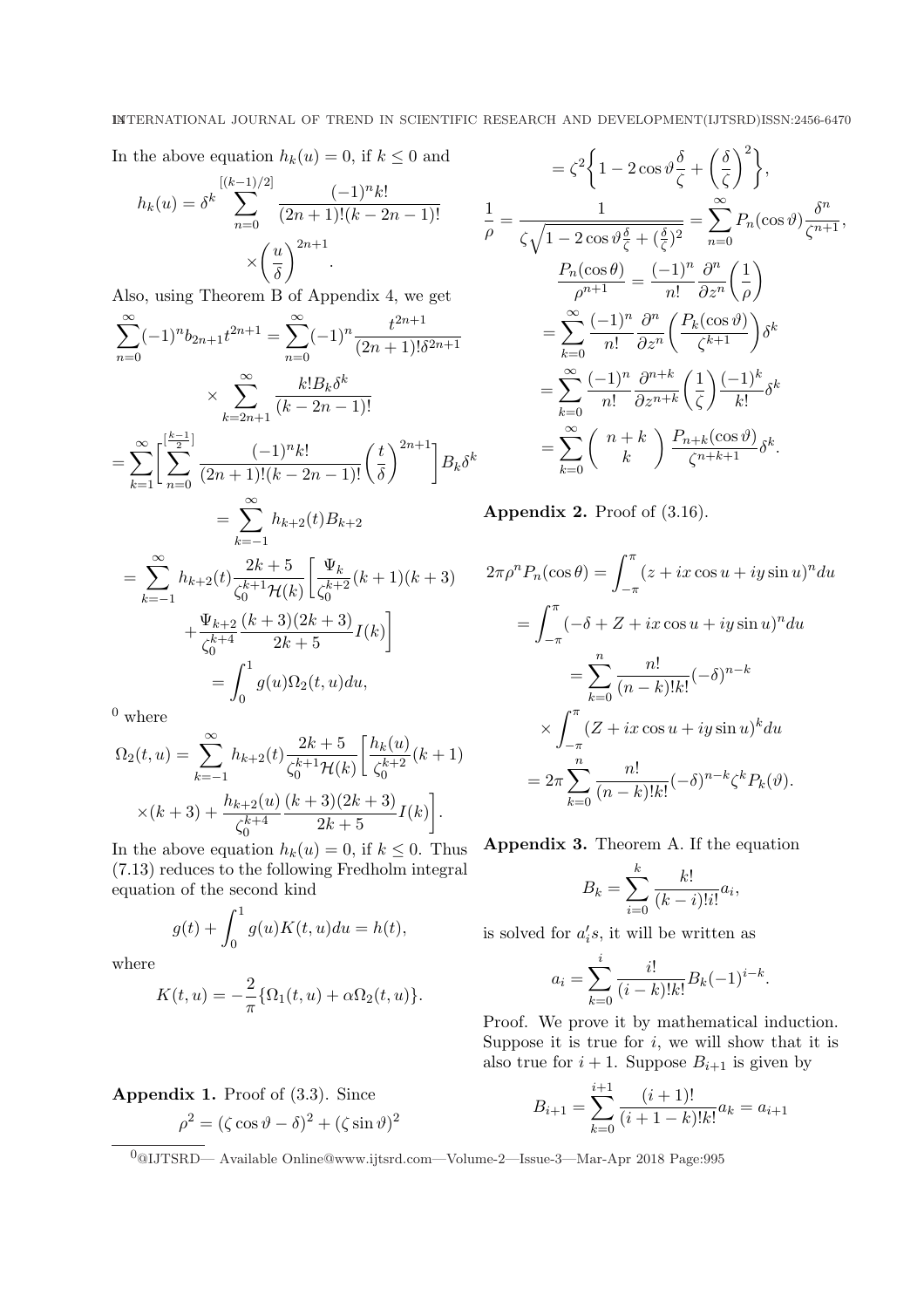In the above equation $h_k(u) = 0$, if $k \leq 0$ and

$$h_k(u) = \delta^k \sum_{n=0}^{[(k-1)/2]} \frac{(-1)^n k!}{(2n+1)!(k-2n-1)!} \times \left(\frac{u}{\delta}\right)^{2n+1}.$$

Also, using Theorem B of Appendix 4, we get

$$\sum_{n=0}^{\infty}(-1)^n b_{2n+1} t^{2n+1} = \sum_{n=0}^{\infty}(-1)^n \frac{t^{2n+1}}{(2n+1)!\delta^{2n+1}} \times \sum_{k=2n+1}^{\infty} \frac{k! B_k \delta^k}{(k-2n-1)!}$$

$$= \sum_{k=1}^{\infty}\left[\sum_{n=0}^{[\frac{k-1}{2}]} \frac{(-1)^n k!}{(2n+1)!(k-2n-1)!}\left(\frac{t}{\delta}\right)^{2n+1}\right] B_k \delta^k$$

$$= \sum_{k=-1}^{\infty} h_{k+2}(t) B_{k+2}$$

$$= \sum_{k=-1}^{\infty} h_{k+2}(t) \frac{2k+5}{\zeta_0^{k+1}\mathcal{H}(k)}\left[\frac{\Psi_k}{\zeta_0^{k+2}}(k+1)(k+3) + \frac{\Psi_{k+2}}{\zeta_0^{k+4}}\frac{(k+3)(2k+3)}{2k+5} I(k)\right]$$

$$= \int_0^1 g(u)\Omega_2(t,u)du,$$

[0] where

$$\Omega_2(t,u) = \sum_{k=-1}^{\infty} h_{k+2}(t) \frac{2k+5}{\zeta_0^{k+1}\mathcal{H}(k)}\left[\frac{h_k(u)}{\zeta_0^{k+2}}(k+1) \times (k+3) + \frac{h_{k+2}(u)}{\zeta_0^{k+4}}\frac{(k+3)(2k+3)}{2k+5} I(k)\right].$$

In the above equation $h_k(u) = 0$, if $k \leq 0$. Thus (7.13) reduces to the following Fredholm integral equation of the second kind

$$g(t) + \int_0^1 g(u) K(t,u) du = h(t),$$

where

$$K(t,u) = -\frac{2}{\pi}\{\Omega_1(t,u) + \alpha\Omega_2(t,u)\}.$$

**Appendix 1.** Proof of (3.3). Since

$$\rho^2 = (\zeta\cos\vartheta - \delta)^2 + (\zeta\sin\vartheta)^2$$

$$= \zeta^2\left\{1 - 2\cos\vartheta\frac{\delta}{\zeta} + \left(\frac{\delta}{\zeta}\right)^2\right\},$$

$$\frac{1}{\rho} = \frac{1}{\zeta\sqrt{1 - 2\cos\vartheta\frac{\delta}{\zeta} + (\frac{\delta}{\zeta})^2}} = \sum_{n=0}^{\infty} P_n(\cos\vartheta)\frac{\delta^n}{\zeta^{n+1}},$$

$$\frac{P_n(\cos\theta)}{\rho^{n+1}} = \frac{(-1)^n}{n!}\frac{\partial^n}{\partial z^n}\left(\frac{1}{\rho}\right)$$

$$= \sum_{k=0}^{\infty}\frac{(-1)^n}{n!}\frac{\partial^n}{\partial z^n}\left(\frac{P_k(\cos\vartheta)}{\zeta^{k+1}}\right)\delta^k$$

$$= \sum_{k=0}^{\infty}\frac{(-1)^n}{n!}\frac{\partial^{n+k}}{\partial z^{n+k}}\left(\frac{1}{\zeta}\right)\frac{(-1)^k}{k!}\delta^k$$

$$= \sum_{k=0}^{\infty}\binom{n+k}{k}\frac{P_{n+k}(\cos\vartheta)}{\zeta^{n+k+1}}\delta^k.$$

**Appendix 2.** Proof of (3.16).

$$2\pi\rho^n P_n(\cos\theta) = \int_{-\pi}^{\pi}(z + ix\cos u + iy\sin u)^n du$$

$$= \int_{-\pi}^{\pi}(-\delta + Z + ix\cos u + iy\sin u)^n du$$

$$= \sum_{k=0}^{n}\frac{n!}{(n-k)!k!}(-\delta)^{n-k} \times \int_{-\pi}^{\pi}(Z + ix\cos u + iy\sin u)^k du$$

$$= 2\pi\sum_{k=0}^{n}\frac{n!}{(n-k)!k!}(-\delta)^{n-k}\zeta^k P_k(\vartheta).$$

**Appendix 3.** Theorem A. If the equation

$$B_k = \sum_{i=0}^{k}\frac{k!}{(k-i)!i!}a_i,$$

is solved for $a_i's$, it will be written as

$$a_i = \sum_{k=0}^{i}\frac{i!}{(i-k)!k!}B_k(-1)^{i-k}.$$

Proof. We prove it by mathematical induction. Suppose it is true for $i$, we will show that it is also true for $i+1$. Suppose $B_{i+1}$ is given by

$$B_{i+1} = \sum_{k=0}^{i+1}\frac{(i+1)!}{(i+1-k)!k!}a_k = a_{i+1}$$

[0]@IJTSRD— Available Online@www.ijtsrd.com—Volume-2—Issue-3—Mar-Apr 2018 Page:995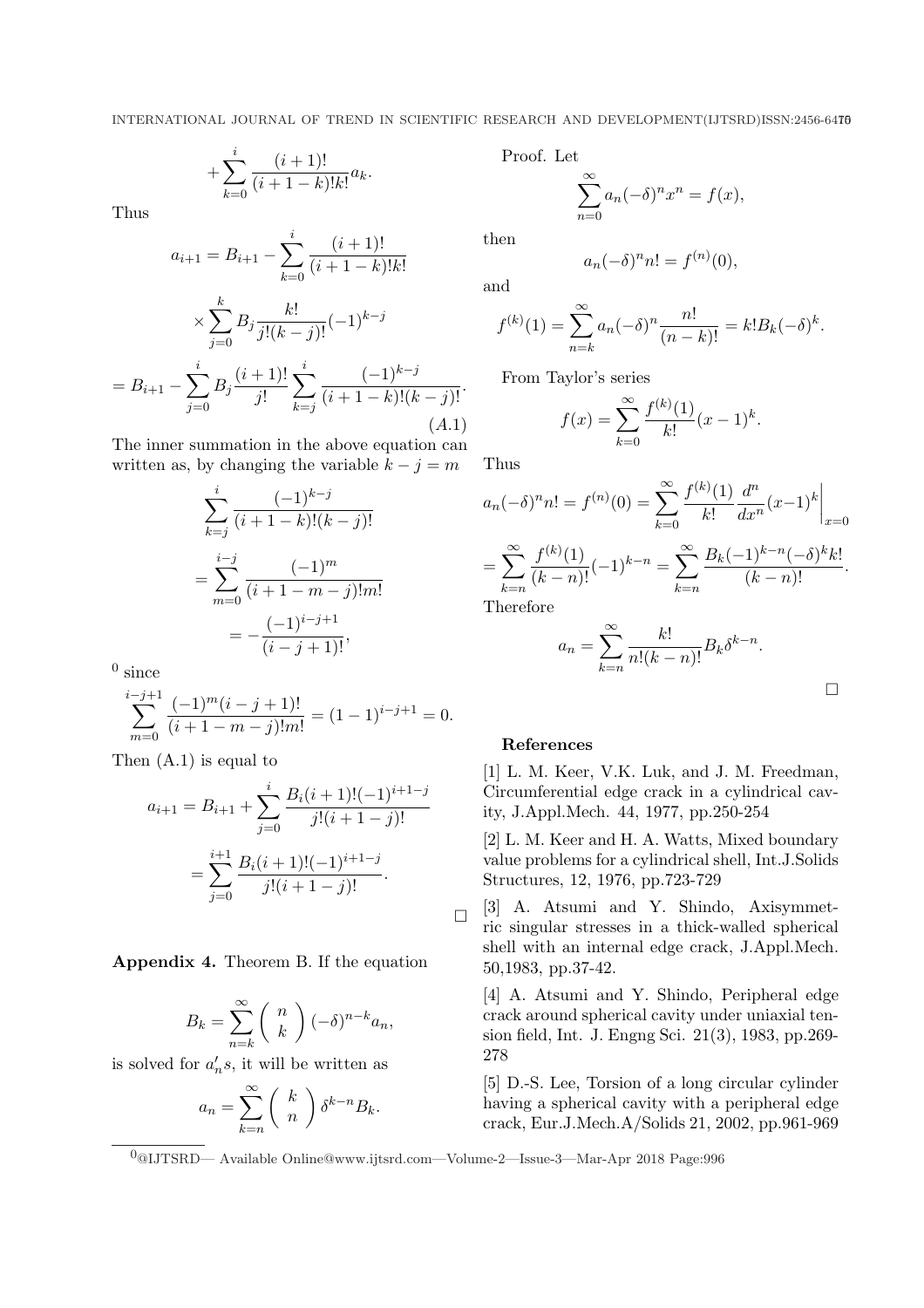$$+\sum_{k=0}^{i} \frac{(i+1)!}{(i+1-k)!k!} a_k.$$

Thus

$$a_{i+1} = B_{i+1} - \sum_{k=0}^{i} \frac{(i+1)!}{(i+1-k)!k!}$$

$$\times \sum_{j=0}^{k} B_j \frac{k!}{j!(k-j)!}(-1)^{k-j}$$

$$= B_{i+1} - \sum_{j=0}^{i} B_j \frac{(i+1)!}{j!} \sum_{k=j}^{i} \frac{(-1)^{k-j}}{(i+1-k)!(k-j)!}. \quad (A.1)$$

The inner summation in the above equation can written as, by changing the variable $k - j = m$

$$\sum_{k=j}^{i} \frac{(-1)^{k-j}}{(i+1-k)!(k-j)!}$$

$$= \sum_{m=0}^{i-j} \frac{(-1)^m}{(i+1-m-j)!m!}$$

$$= -\frac{(-1)^{i-j+1}}{(i-j+1)!},$$

[0] since

$$\sum_{m=0}^{i-j+1} \frac{(-1)^m (i-j+1)!}{(i+1-m-j)!m!} = (1-1)^{i-j+1} = 0.$$

Then (A.1) is equal to

$$a_{i+1} = B_{i+1} + \sum_{j=0}^{i} \frac{B_i (i+1)!(-1)^{i+1-j}}{j!(i+1-j)!}$$

$$= \sum_{j=0}^{i+1} \frac{B_i (i+1)!(-1)^{i+1-j}}{j!(i+1-j)!}.$$

□

**Appendix 4.** Theorem B. If the equation

$$B_k = \sum_{n=k}^{\infty} \begin{pmatrix} n \\ k \end{pmatrix} (-\delta)^{n-k} a_n,$$

is solved for $a_n' s$, it will be written as

$$a_n = \sum_{k=n}^{\infty} \begin{pmatrix} k \\ n \end{pmatrix} \delta^{k-n} B_k.$$

Proof. Let

$$\sum_{n=0}^{\infty} a_n (-\delta)^n x^n = f(x),$$

then

$$a_n (-\delta)^n n! = f^{(n)}(0),$$

and

$$f^{(k)}(1) = \sum_{n=k}^{\infty} a_n (-\delta)^n \frac{n!}{(n-k)!} = k! B_k (-\delta)^k.$$

From Taylor's series

$$f(x) = \sum_{k=0}^{\infty} \frac{f^{(k)}(1)}{k!} (x-1)^k.$$

Thus

$$a_n (-\delta)^n n! = f^{(n)}(0) = \sum_{k=0}^{\infty} \frac{f^{(k)}(1)}{k!} \frac{d^n}{dx^n} (x-1)^k \bigg|_{x=0}$$

$$= \sum_{k=n}^{\infty} \frac{f^{(k)}(1)}{(k-n)!} (-1)^{k-n} = \sum_{k=n}^{\infty} \frac{B_k (-1)^{k-n} (-\delta)^k k!}{(k-n)!}.$$

Therefore

$$a_n = \sum_{k=n}^{\infty} \frac{k!}{n!(k-n)!} B_k \delta^{k-n}.$$

□

## References

[1] L. M. Keer, V.K. Luk, and J. M. Freedman, Circumferential edge crack in a cylindrical cavity, J.Appl.Mech. 44, 1977, pp.250-254

[2] L. M. Keer and H. A. Watts, Mixed boundary value problems for a cylindrical shell, Int.J.Solids Structures, 12, 1976, pp.723-729

[3] A. Atsumi and Y. Shindo, Axisymmetric singular stresses in a thick-walled spherical shell with an internal edge crack, J.Appl.Mech. 50,1983, pp.37-42.

[4] A. Atsumi and Y. Shindo, Peripheral edge crack around spherical cavity under uniaxial tension field, Int. J. Engng Sci. 21(3), 1983, pp.269-278

[5] D.-S. Lee, Torsion of a long circular cylinder having a spherical cavity with a peripheral edge crack, Eur.J.Mech.A/Solids 21, 2002, pp.961-969

[0] @IJTSRD— Available Online@www.ijtsrd.com—Volume-2—Issue-3—Mar-Apr 2018 Page:996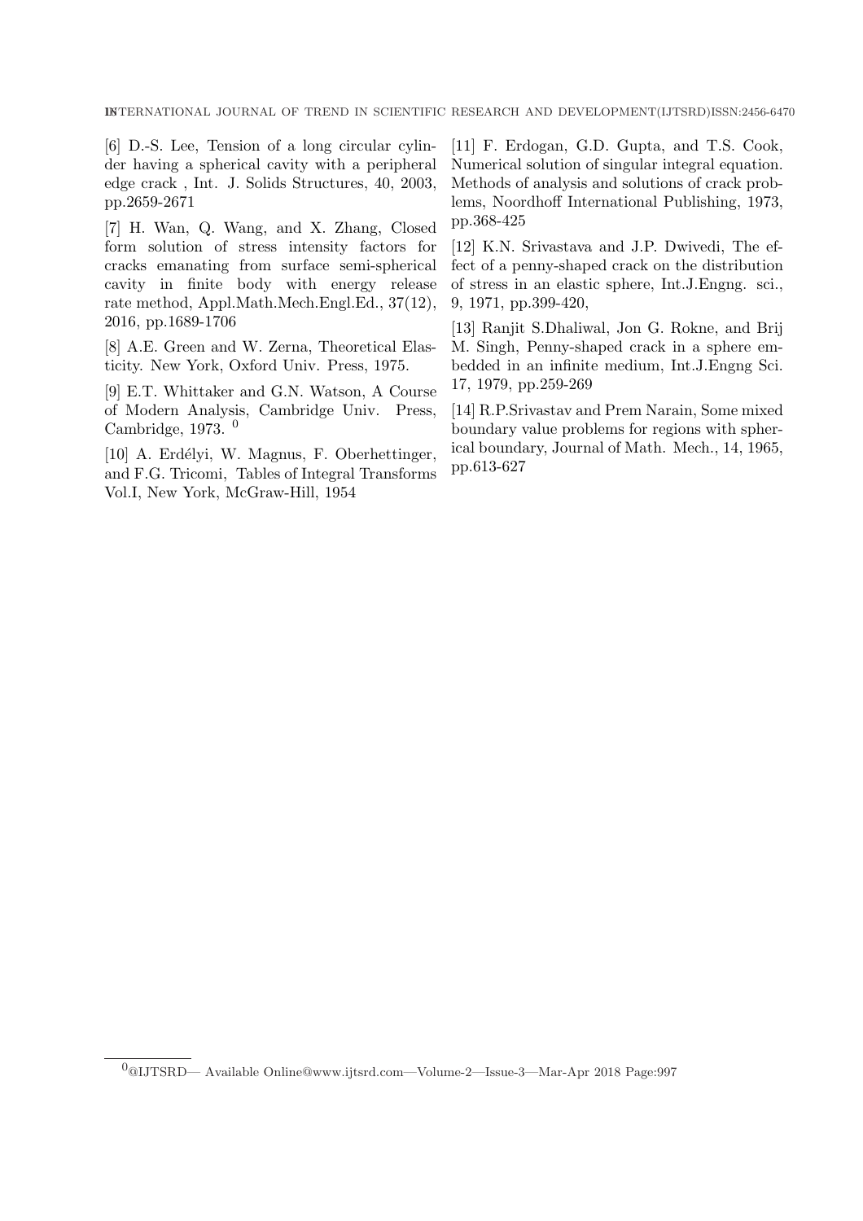[6] D.-S. Lee, Tension of a long circular cylinder having a spherical cavity with a peripheral edge crack , Int. J. Solids Structures, 40, 2003, pp.2659-2671

[7] H. Wan, Q. Wang, and X. Zhang, Closed form solution of stress intensity factors for cracks emanating from surface semi-spherical cavity in finite body with energy release rate method, Appl.Math.Mech.Engl.Ed., 37(12), 2016, pp.1689-1706

[8] A.E. Green and W. Zerna, Theoretical Elasticity. New York, Oxford Univ. Press, 1975.

[9] E.T. Whittaker and G.N. Watson, A Course of Modern Analysis, Cambridge Univ. Press, Cambridge, 1973. [0]

[10] A. Erdélyi, W. Magnus, F. Oberhettinger, and F.G. Tricomi, Tables of Integral Transforms Vol.I, New York, McGraw-Hill, 1954

[11] F. Erdogan, G.D. Gupta, and T.S. Cook, Numerical solution of singular integral equation. Methods of analysis and solutions of crack problems, Noordhoff International Publishing, 1973, pp.368-425

[12] K.N. Srivastava and J.P. Dwivedi, The effect of a penny-shaped crack on the distribution of stress in an elastic sphere, Int.J.Engng. sci., 9, 1971, pp.399-420,

[13] Ranjit S.Dhaliwal, Jon G. Rokne, and Brij M. Singh, Penny-shaped crack in a sphere embedded in an infinite medium, Int.J.Engng Sci. 17, 1979, pp.259-269

[14] R.P.Srivastav and Prem Narain, Some mixed boundary value problems for regions with spherical boundary, Journal of Math. Mech., 14, 1965, pp.613-627